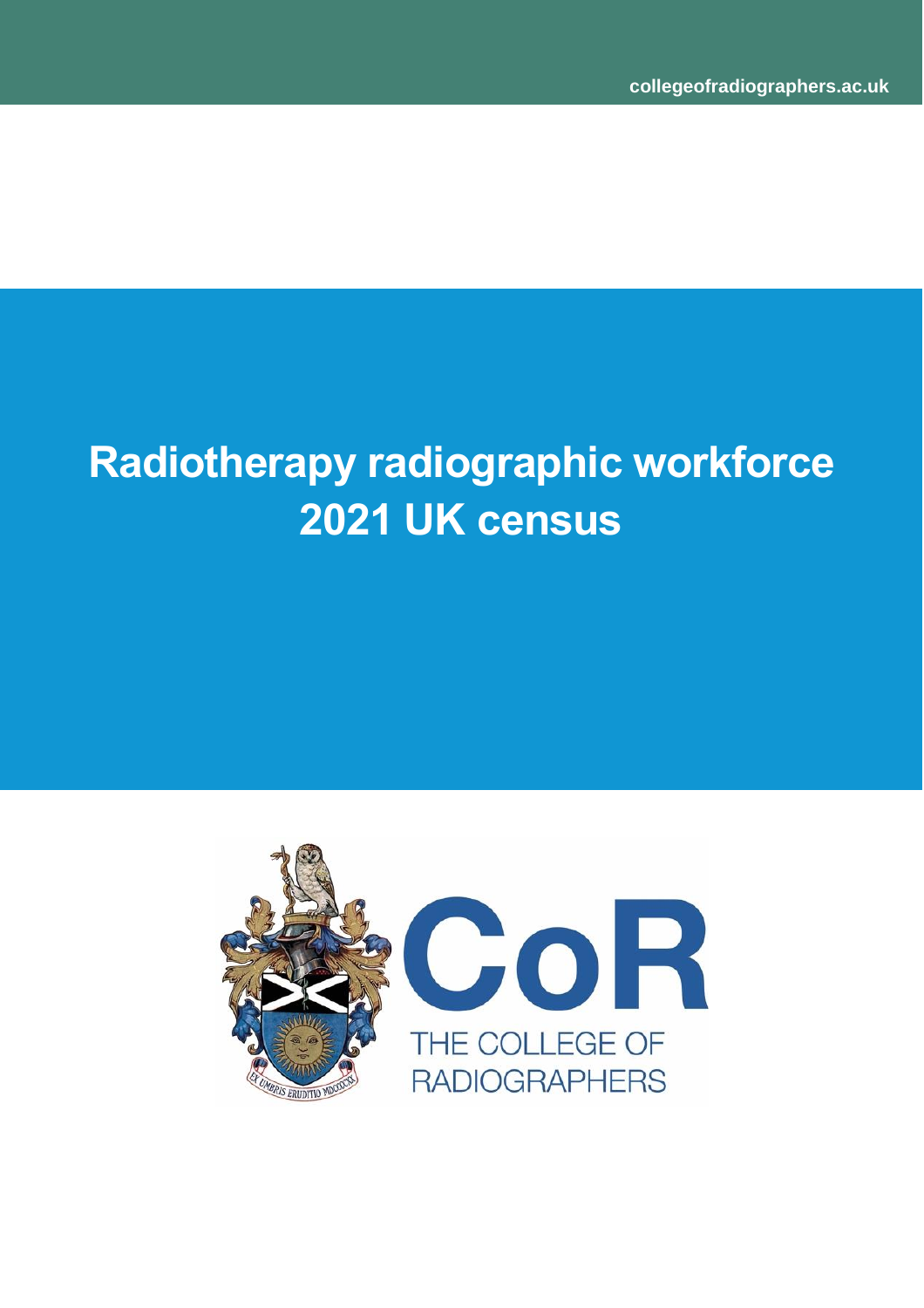collegeofradiographers.ac.uk

# Radiotherapy radiographic workforce 2021 UK census

CoR

THE COLLEGE OF RADIOGRAPHERS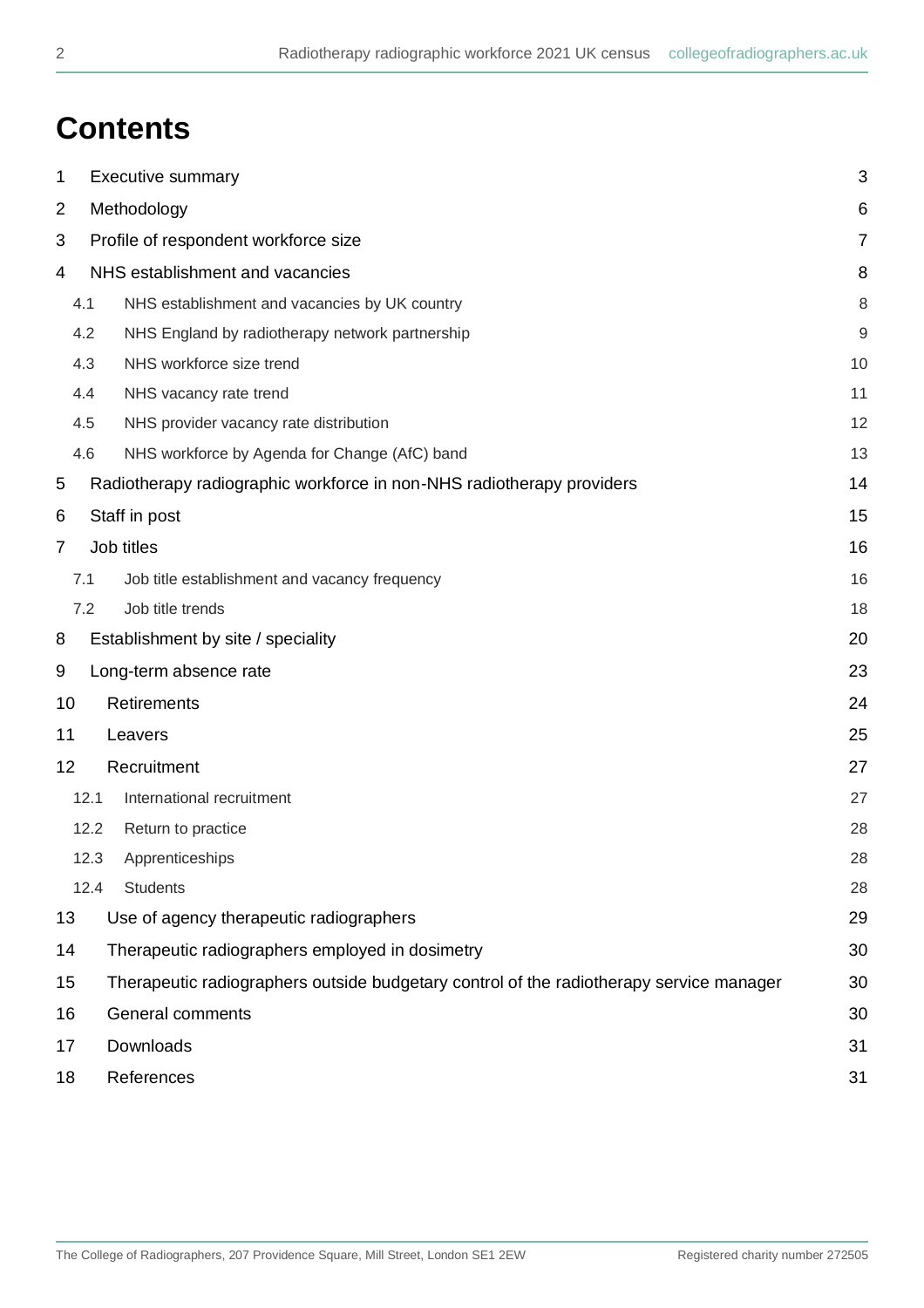# Contents

| | | |
|---|---|---|
| 1 | Executive summary | 3 |
| 2 | Methodology | 6 |
| 3 | Profile of respondent workforce size | 7 |
| 4 | NHS establishment and vacancies | 8 |
| 4.1 | NHS establishment and vacancies by UK country | 8 |
| 4.2 | NHS England by radiotherapy network partnership | 9 |
| 4.3 | NHS workforce size trend | 10 |
| 4.4 | NHS vacancy rate trend | 11 |
| 4.5 | NHS provider vacancy rate distribution | 12 |
| 4.6 | NHS workforce by Agenda for Change (AfC) band | 13 |
| 5 | Radiotherapy radiographic workforce in non-NHS radiotherapy providers | 14 |
| 6 | Staff in post | 15 |
| 7 | Job titles | 16 |
| 7.1 | Job title establishment and vacancy frequency | 16 |
| 7.2 | Job title trends | 18 |
| 8 | Establishment by site / speciality | 20 |
| 9 | Long-term absence rate | 23 |
| 10 | Retirements | 24 |
| 11 | Leavers | 25 |
| 12 | Recruitment | 27 |
| 12.1 | International recruitment | 27 |
| 12.2 | Return to practice | 28 |
| 12.3 | Apprenticeships | 28 |
| 12.4 | Students | 28 |
| 13 | Use of agency therapeutic radiographers | 29 |
| 14 | Therapeutic radiographers employed in dosimetry | 30 |
| 15 | Therapeutic radiographers outside budgetary control of the radiotherapy service manager | 30 |
| 16 | General comments | 30 |
| 17 | Downloads | 31 |
| 18 | References | 31 |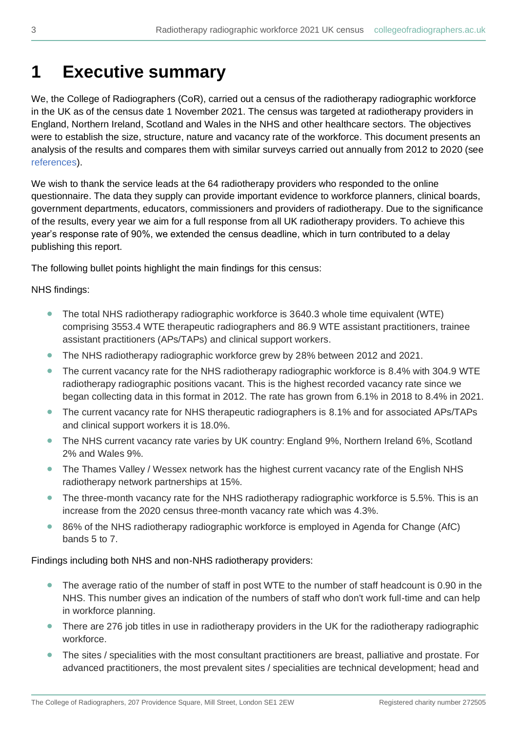# 1 Executive summary

We, the College of Radiographers (CoR), carried out a census of the radiotherapy radiographic workforce in the UK as of the census date 1 November 2021. The census was targeted at radiotherapy providers in England, Northern Ireland, Scotland and Wales in the NHS and other healthcare sectors. The objectives were to establish the size, structure, nature and vacancy rate of the workforce. This document presents an analysis of the results and compares them with similar surveys carried out annually from 2012 to 2020 (see references).

We wish to thank the service leads at the 64 radiotherapy providers who responded to the online questionnaire. The data they supply can provide important evidence to workforce planners, clinical boards, government departments, educators, commissioners and providers of radiotherapy. Due to the significance of the results, every year we aim for a full response from all UK radiotherapy providers. To achieve this year's response rate of 90%, we extended the census deadline, which in turn contributed to a delay publishing this report.

The following bullet points highlight the main findings for this census:

NHS findings:

- The total NHS radiotherapy radiographic workforce is 3640.3 whole time equivalent (WTE) comprising 3553.4 WTE therapeutic radiographers and 86.9 WTE assistant practitioners, trainee assistant practitioners (APs/TAPs) and clinical support workers.
- The NHS radiotherapy radiographic workforce grew by 28% between 2012 and 2021.
- The current vacancy rate for the NHS radiotherapy radiographic workforce is 8.4% with 304.9 WTE radiotherapy radiographic positions vacant. This is the highest recorded vacancy rate since we began collecting data in this format in 2012. The rate has grown from 6.1% in 2018 to 8.4% in 2021.
- The current vacancy rate for NHS therapeutic radiographers is 8.1% and for associated APs/TAPs and clinical support workers it is 18.0%.
- The NHS current vacancy rate varies by UK country: England 9%, Northern Ireland 6%, Scotland 2% and Wales 9%.
- The Thames Valley / Wessex network has the highest current vacancy rate of the English NHS radiotherapy network partnerships at 15%.
- The three-month vacancy rate for the NHS radiotherapy radiographic workforce is 5.5%. This is an increase from the 2020 census three-month vacancy rate which was 4.3%.
- 86% of the NHS radiotherapy radiographic workforce is employed in Agenda for Change (AfC) bands 5 to 7.

Findings including both NHS and non-NHS radiotherapy providers:

- The average ratio of the number of staff in post WTE to the number of staff headcount is 0.90 in the NHS. This number gives an indication of the numbers of staff who don't work full-time and can help in workforce planning.
- There are 276 job titles in use in radiotherapy providers in the UK for the radiotherapy radiographic workforce.
- The sites / specialities with the most consultant practitioners are breast, palliative and prostate. For advanced practitioners, the most prevalent sites / specialities are technical development; head and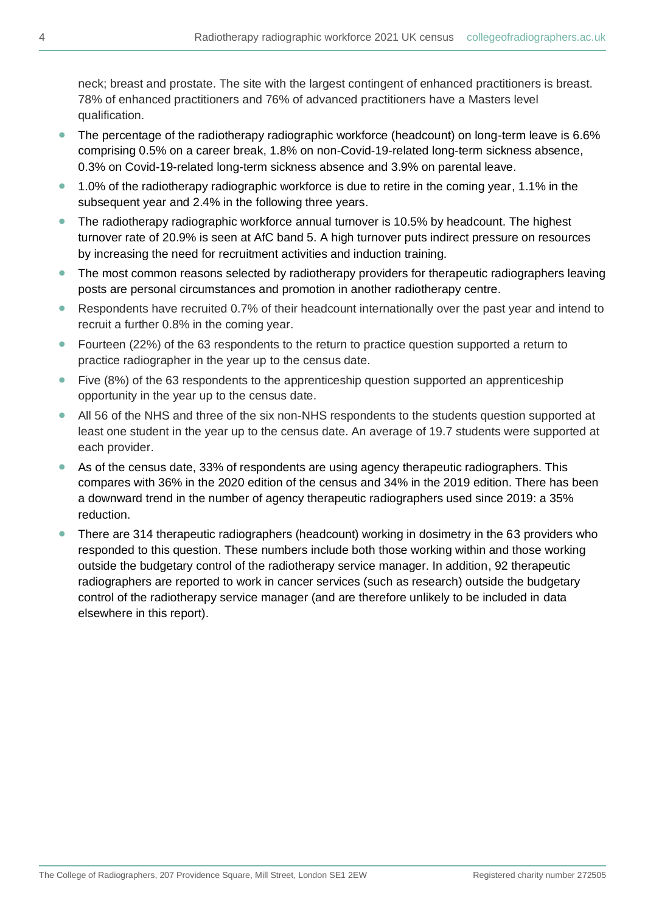neck; breast and prostate. The site with the largest contingent of enhanced practitioners is breast. 78% of enhanced practitioners and 76% of advanced practitioners have a Masters level qualification.

- The percentage of the radiotherapy radiographic workforce (headcount) on long-term leave is 6.6% comprising 0.5% on a career break, 1.8% on non-Covid-19-related long-term sickness absence, 0.3% on Covid-19-related long-term sickness absence and 3.9% on parental leave.
- 1.0% of the radiotherapy radiographic workforce is due to retire in the coming year, 1.1% in the subsequent year and 2.4% in the following three years.
- The radiotherapy radiographic workforce annual turnover is 10.5% by headcount. The highest turnover rate of 20.9% is seen at AfC band 5. A high turnover puts indirect pressure on resources by increasing the need for recruitment activities and induction training.
- The most common reasons selected by radiotherapy providers for therapeutic radiographers leaving posts are personal circumstances and promotion in another radiotherapy centre.
- Respondents have recruited 0.7% of their headcount internationally over the past year and intend to recruit a further 0.8% in the coming year.
- Fourteen (22%) of the 63 respondents to the return to practice question supported a return to practice radiographer in the year up to the census date.
- Five (8%) of the 63 respondents to the apprenticeship question supported an apprenticeship opportunity in the year up to the census date.
- All 56 of the NHS and three of the six non-NHS respondents to the students question supported at least one student in the year up to the census date. An average of 19.7 students were supported at each provider.
- As of the census date, 33% of respondents are using agency therapeutic radiographers. This compares with 36% in the 2020 edition of the census and 34% in the 2019 edition. There has been a downward trend in the number of agency therapeutic radiographers used since 2019: a 35% reduction.
- There are 314 therapeutic radiographers (headcount) working in dosimetry in the 63 providers who responded to this question. These numbers include both those working within and those working outside the budgetary control of the radiotherapy service manager. In addition, 92 therapeutic radiographers are reported to work in cancer services (such as research) outside the budgetary control of the radiotherapy service manager (and are therefore unlikely to be included in data elsewhere in this report).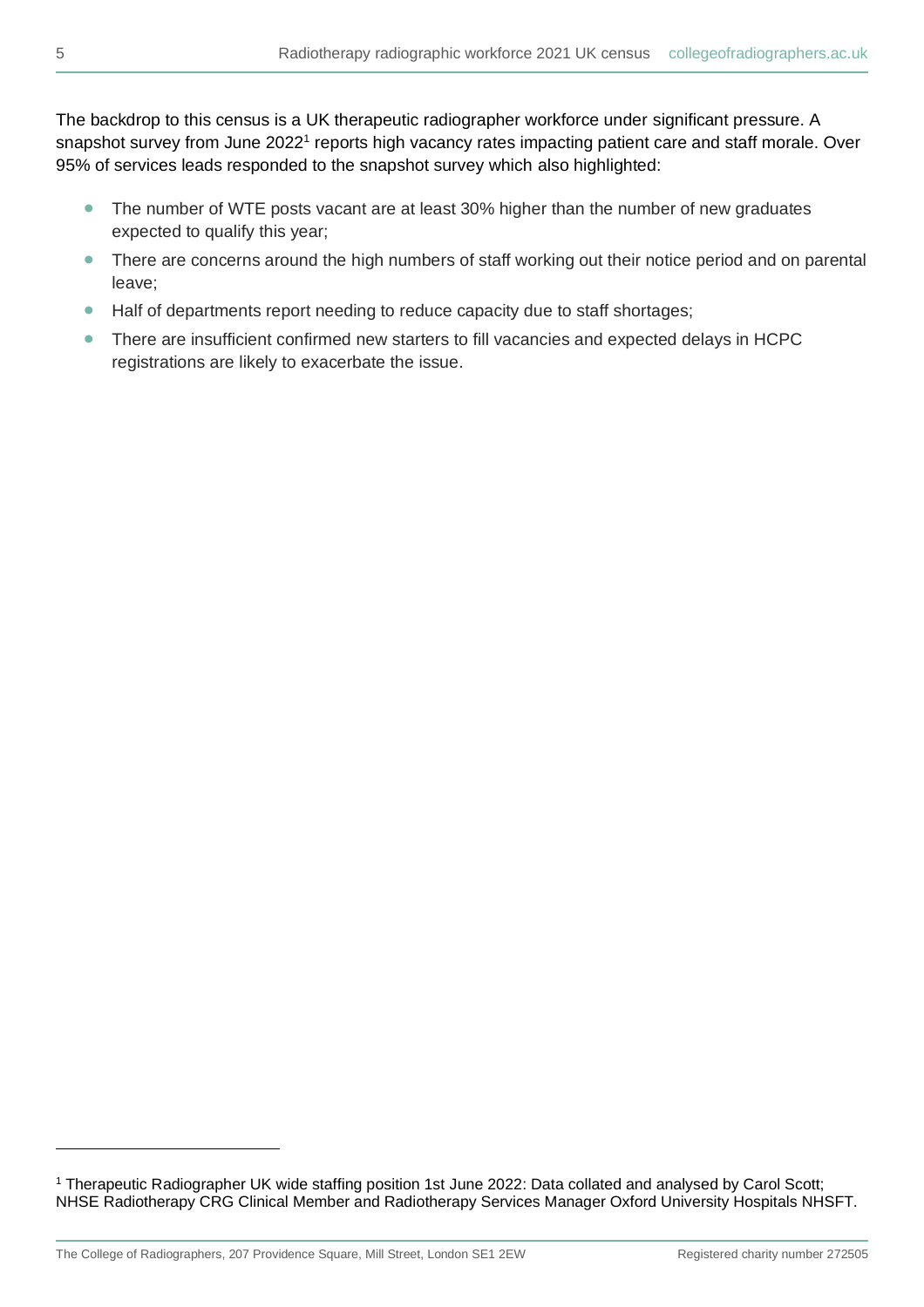The backdrop to this census is a UK therapeutic radiographer workforce under significant pressure. A snapshot survey from June 2022[1] reports high vacancy rates impacting patient care and staff morale. Over 95% of services leads responded to the snapshot survey which also highlighted:

- The number of WTE posts vacant are at least 30% higher than the number of new graduates expected to qualify this year;
- There are concerns around the high numbers of staff working out their notice period and on parental leave;
- Half of departments report needing to reduce capacity due to staff shortages;
- There are insufficient confirmed new starters to fill vacancies and expected delays in HCPC registrations are likely to exacerbate the issue.

---

[1] Therapeutic Radiographer UK wide staffing position 1st June 2022: Data collated and analysed by Carol Scott; NHSE Radiotherapy CRG Clinical Member and Radiotherapy Services Manager Oxford University Hospitals NHSFT.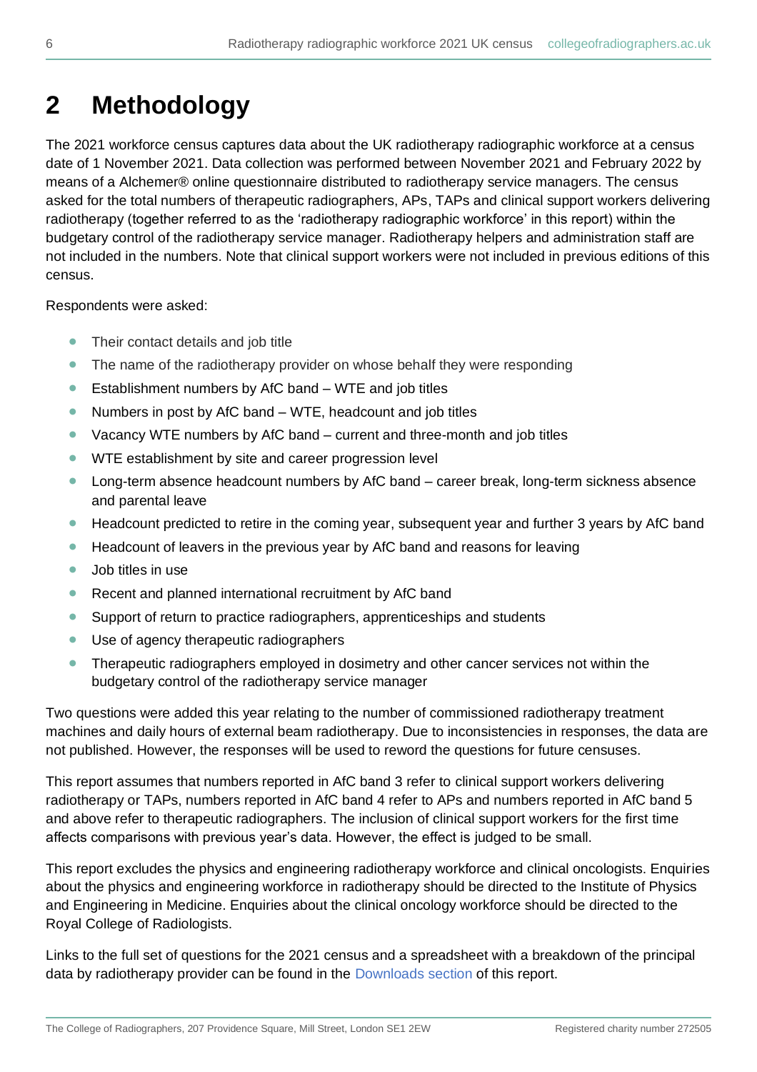# 2 Methodology

The 2021 workforce census captures data about the UK radiotherapy radiographic workforce at a census date of 1 November 2021. Data collection was performed between November 2021 and February 2022 by means of a Alchemer® online questionnaire distributed to radiotherapy service managers. The census asked for the total numbers of therapeutic radiographers, APs, TAPs and clinical support workers delivering radiotherapy (together referred to as the 'radiotherapy radiographic workforce' in this report) within the budgetary control of the radiotherapy service manager. Radiotherapy helpers and administration staff are not included in the numbers. Note that clinical support workers were not included in previous editions of this census.

Respondents were asked:

- Their contact details and job title
- The name of the radiotherapy provider on whose behalf they were responding
- Establishment numbers by AfC band – WTE and job titles
- Numbers in post by AfC band – WTE, headcount and job titles
- Vacancy WTE numbers by AfC band – current and three-month and job titles
- WTE establishment by site and career progression level
- Long-term absence headcount numbers by AfC band – career break, long-term sickness absence and parental leave
- Headcount predicted to retire in the coming year, subsequent year and further 3 years by AfC band
- Headcount of leavers in the previous year by AfC band and reasons for leaving
- Job titles in use
- Recent and planned international recruitment by AfC band
- Support of return to practice radiographers, apprenticeships and students
- Use of agency therapeutic radiographers
- Therapeutic radiographers employed in dosimetry and other cancer services not within the budgetary control of the radiotherapy service manager

Two questions were added this year relating to the number of commissioned radiotherapy treatment machines and daily hours of external beam radiotherapy. Due to inconsistencies in responses, the data are not published. However, the responses will be used to reword the questions for future censuses.

This report assumes that numbers reported in AfC band 3 refer to clinical support workers delivering radiotherapy or TAPs, numbers reported in AfC band 4 refer to APs and numbers reported in AfC band 5 and above refer to therapeutic radiographers. The inclusion of clinical support workers for the first time affects comparisons with previous year's data. However, the effect is judged to be small.

This report excludes the physics and engineering radiotherapy workforce and clinical oncologists. Enquiries about the physics and engineering workforce in radiotherapy should be directed to the Institute of Physics and Engineering in Medicine. Enquiries about the clinical oncology workforce should be directed to the Royal College of Radiologists.

Links to the full set of questions for the 2021 census and a spreadsheet with a breakdown of the principal data by radiotherapy provider can be found in the Downloads section of this report.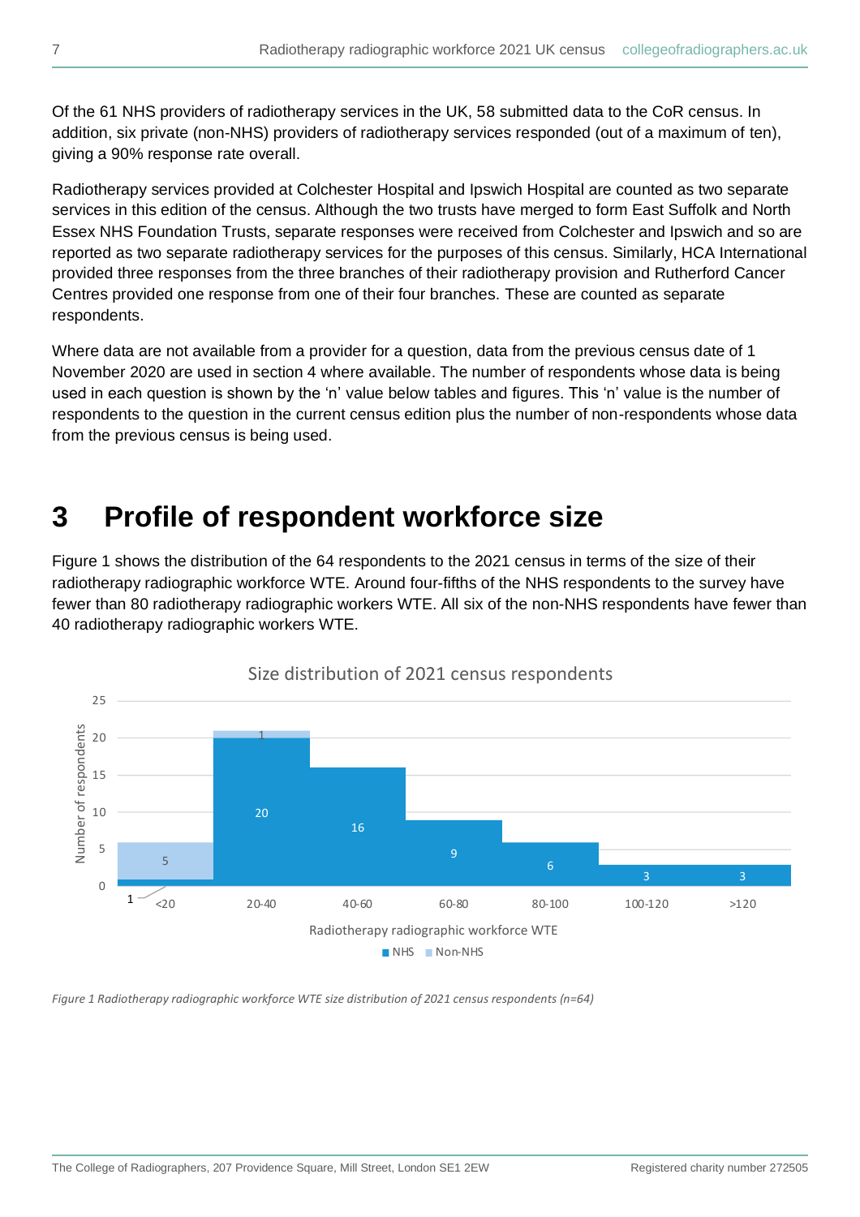Of the 61 NHS providers of radiotherapy services in the UK, 58 submitted data to the CoR census. In addition, six private (non-NHS) providers of radiotherapy services responded (out of a maximum of ten), giving a 90% response rate overall.

Radiotherapy services provided at Colchester Hospital and Ipswich Hospital are counted as two separate services in this edition of the census. Although the two trusts have merged to form East Suffolk and North Essex NHS Foundation Trusts, separate responses were received from Colchester and Ipswich and so are reported as two separate radiotherapy services for the purposes of this census. Similarly, HCA International provided three responses from the three branches of their radiotherapy provision and Rutherford Cancer Centres provided one response from one of their four branches. These are counted as separate respondents.

Where data are not available from a provider for a question, data from the previous census date of 1 November 2020 are used in section 4 where available. The number of respondents whose data is being used in each question is shown by the 'n' value below tables and figures. This 'n' value is the number of respondents to the question in the current census edition plus the number of non-respondents whose data from the previous census is being used.

# 3 Profile of respondent workforce size

Figure 1 shows the distribution of the 64 respondents to the 2021 census in terms of the size of their radiotherapy radiographic workforce WTE. Around four-fifths of the NHS respondents to the survey have fewer than 80 radiotherapy radiographic workers WTE. All six of the non-NHS respondents have fewer than 40 radiotherapy radiographic workers WTE.

**Size distribution of 2021 census respondents**

| Radiotherapy radiographic workforce WTE | NHS | Non-NHS |
|---|---|---|
| <20 | 1 | 5 |
| 20-40 | 20 | 1 |
| 40-60 | 16 | |
| 60-80 | 9 | |
| 80-100 | 6 | |
| 100-120 | 3 | |
| >120 | 3 | |

*Figure 1 Radiotherapy radiographic workforce WTE size distribution of 2021 census respondents (n=64)*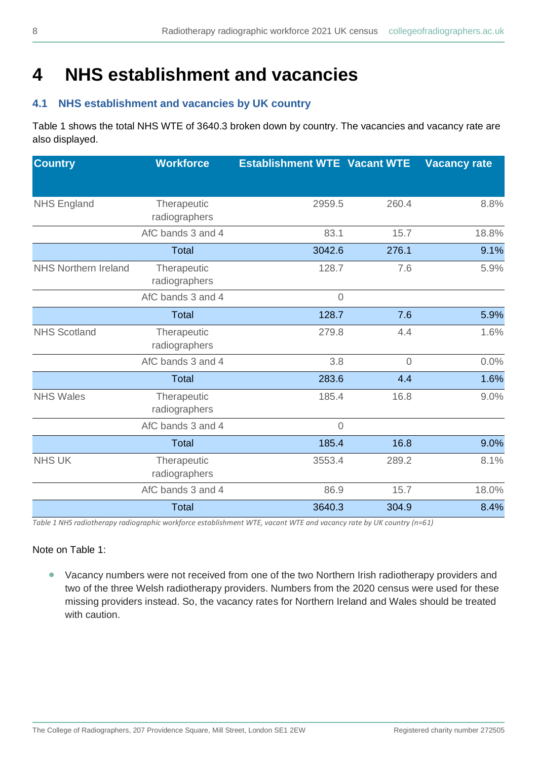# 4 NHS establishment and vacancies

## 4.1 NHS establishment and vacancies by UK country

Table 1 shows the total NHS WTE of 3640.3 broken down by country. The vacancies and vacancy rate are also displayed.

| Country | Workforce | Establishment WTE | Vacant WTE | Vacancy rate |
|---|---|---|---|---|
| NHS England | Therapeutic radiographers | 2959.5 | 260.4 | 8.8% |
| | AfC bands 3 and 4 | 83.1 | 15.7 | 18.8% |
| | **Total** | **3042.6** | **276.1** | **9.1%** |
| NHS Northern Ireland | Therapeutic radiographers | 128.7 | 7.6 | 5.9% |
| | AfC bands 3 and 4 | 0 | | |
| | **Total** | **128.7** | **7.6** | **5.9%** |
| NHS Scotland | Therapeutic radiographers | 279.8 | 4.4 | 1.6% |
| | AfC bands 3 and 4 | 3.8 | 0 | 0.0% |
| | **Total** | **283.6** | **4.4** | **1.6%** |
| NHS Wales | Therapeutic radiographers | 185.4 | 16.8 | 9.0% |
| | AfC bands 3 and 4 | 0 | | |
| | **Total** | **185.4** | **16.8** | **9.0%** |
| NHS UK | Therapeutic radiographers | 3553.4 | 289.2 | 8.1% |
| | AfC bands 3 and 4 | 86.9 | 15.7 | 18.0% |
| | **Total** | **3640.3** | **304.9** | **8.4%** |

*Table 1 NHS radiotherapy radiographic workforce establishment WTE, vacant WTE and vacancy rate by UK country (n=61)*

Note on Table 1:

- Vacancy numbers were not received from one of the two Northern Irish radiotherapy providers and two of the three Welsh radiotherapy providers. Numbers from the 2020 census were used for these missing providers instead. So, the vacancy rates for Northern Ireland and Wales should be treated with caution.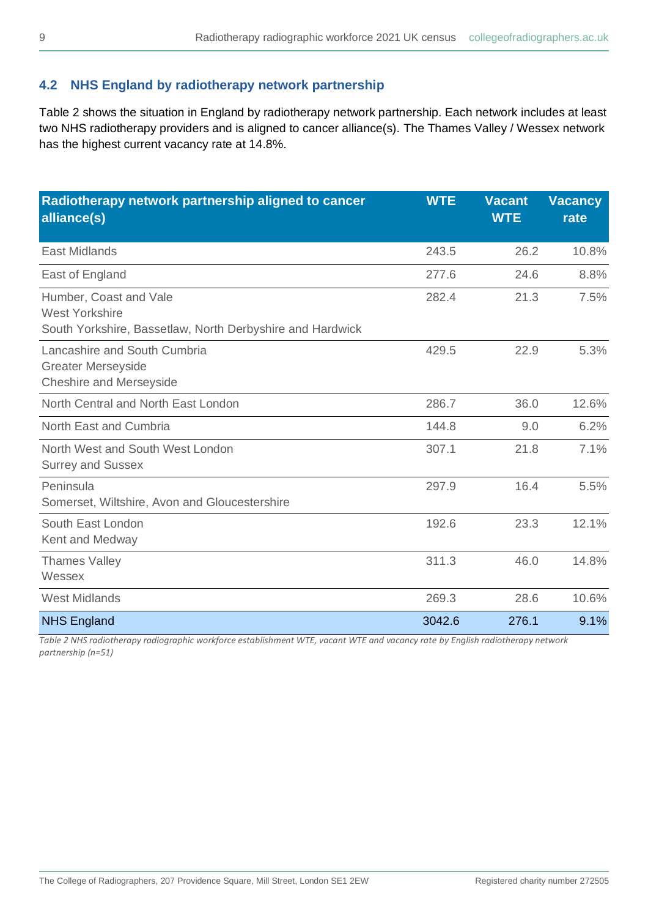## 4.2 NHS England by radiotherapy network partnership

Table 2 shows the situation in England by radiotherapy network partnership. Each network includes at least two NHS radiotherapy providers and is aligned to cancer alliance(s). The Thames Valley / Wessex network has the highest current vacancy rate at 14.8%.

| Radiotherapy network partnership aligned to cancer alliance(s) | WTE | Vacant WTE | Vacancy rate |
|---|---|---|---|
| East Midlands | 243.5 | 26.2 | 10.8% |
| East of England | 277.6 | 24.6 | 8.8% |
| Humber, Coast and Vale<br>West Yorkshire<br>South Yorkshire, Bassetlaw, North Derbyshire and Hardwick | 282.4 | 21.3 | 7.5% |
| Lancashire and South Cumbria<br>Greater Merseyside<br>Cheshire and Merseyside | 429.5 | 22.9 | 5.3% |
| North Central and North East London | 286.7 | 36.0 | 12.6% |
| North East and Cumbria | 144.8 | 9.0 | 6.2% |
| North West and South West London<br>Surrey and Sussex | 307.1 | 21.8 | 7.1% |
| Peninsula<br>Somerset, Wiltshire, Avon and Gloucestershire | 297.9 | 16.4 | 5.5% |
| South East London<br>Kent and Medway | 192.6 | 23.3 | 12.1% |
| Thames Valley<br>Wessex | 311.3 | 46.0 | 14.8% |
| West Midlands | 269.3 | 28.6 | 10.6% |
| NHS England | 3042.6 | 276.1 | 9.1% |

*Table 2 NHS radiotherapy radiographic workforce establishment WTE, vacant WTE and vacancy rate by English radiotherapy network partnership (n=51)*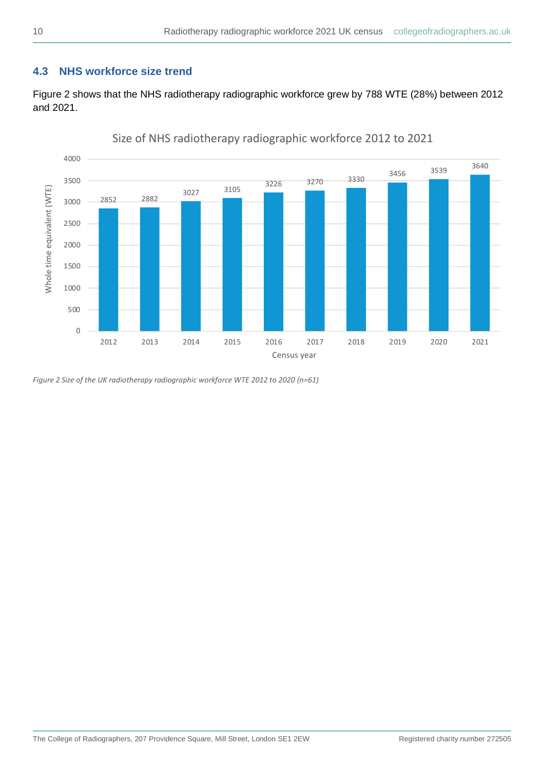### 4.3 NHS workforce size trend

Figure 2 shows that the NHS radiotherapy radiographic workforce grew by 788 WTE (28%) between 2012 and 2021.

Size of NHS radiotherapy radiographic workforce 2012 to 2021

| Census year | Whole time equivalent (WTE) |
|---|---|
| 2012 | 2852 |
| 2013 | 2882 |
| 2014 | 3027 |
| 2015 | 3105 |
| 2016 | 3226 |
| 2017 | 3270 |
| 2018 | 3330 |
| 2019 | 3456 |
| 2020 | 3539 |
| 2021 | 3640 |

*Figure 2 Size of the UK radiotherapy radiographic workforce WTE 2012 to 2020 (n=61)*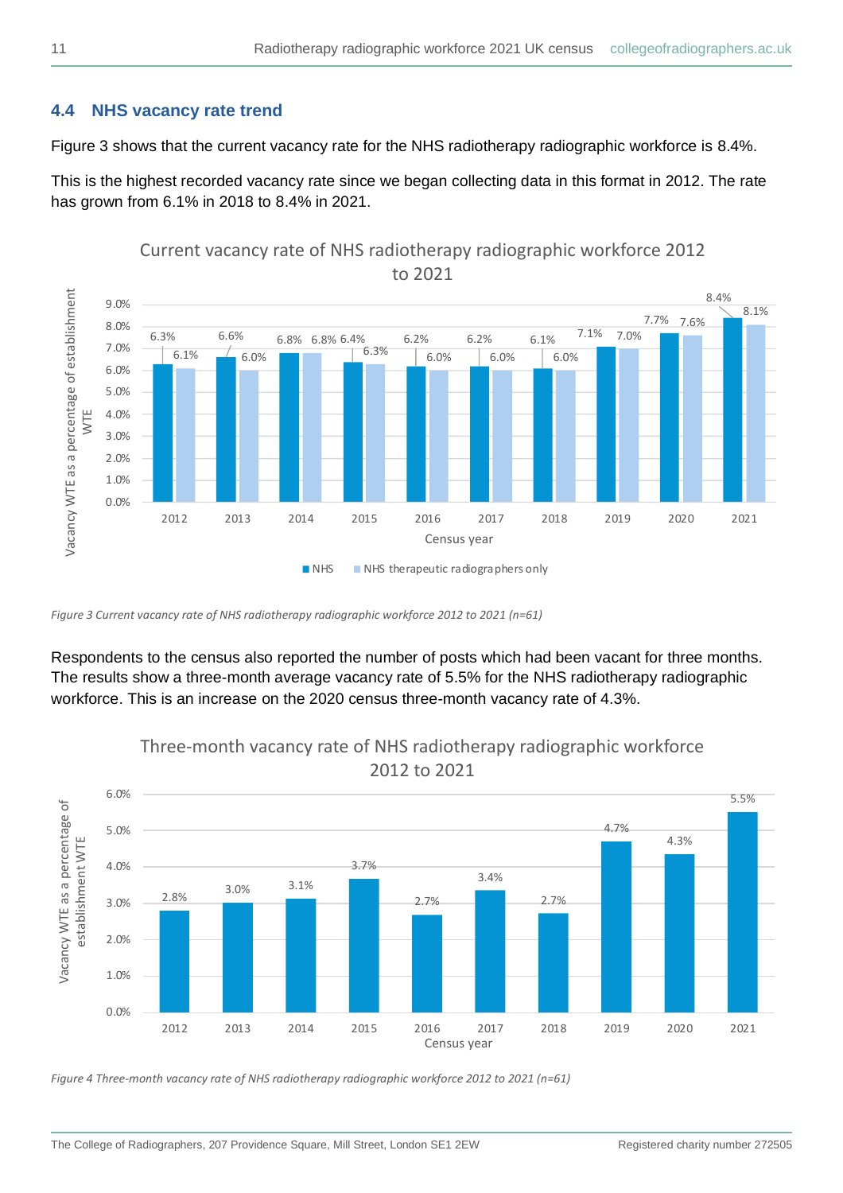## 4.4 NHS vacancy rate trend

Figure 3 shows that the current vacancy rate for the NHS radiotherapy radiographic workforce is 8.4%.

This is the highest recorded vacancy rate since we began collecting data in this format in 2012. The rate has grown from 6.1% in 2018 to 8.4% in 2021.

*Figure 3 Current vacancy rate of NHS radiotherapy radiographic workforce 2012 to 2021 (n=61)*

Respondents to the census also reported the number of posts which had been vacant for three months. The results show a three-month average vacancy rate of 5.5% for the NHS radiotherapy radiographic workforce. This is an increase on the 2020 census three-month vacancy rate of 4.3%.

*Figure 4 Three-month vacancy rate of NHS radiotherapy radiographic workforce 2012 to 2021 (n=61)*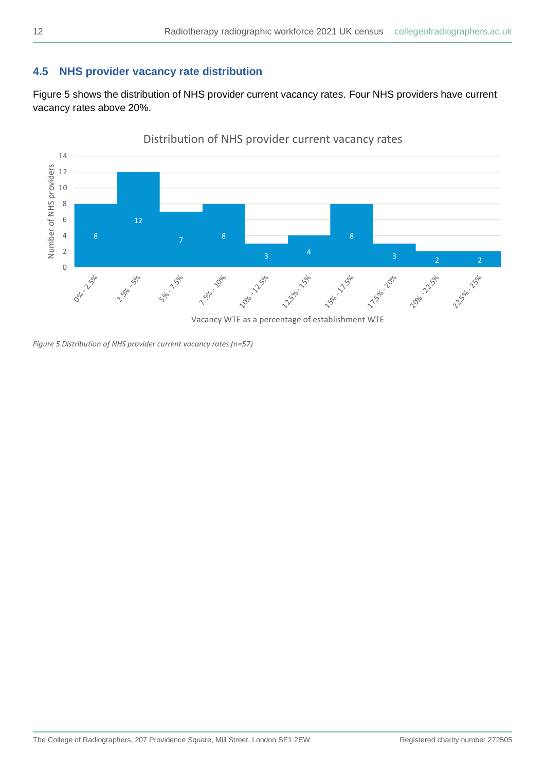## 4.5 NHS provider vacancy rate distribution

Figure 5 shows the distribution of NHS provider current vacancy rates. Four NHS providers have current vacancy rates above 20%.

Distribution of NHS provider current vacancy rates

| Vacancy WTE as a percentage of establishment WTE | Number of NHS providers |
|---|---|
| 0% - 2.5% | 8 |
| 2.5% - 5% | 12 |
| 5% - 7.5% | 7 |
| 7.5% - 10% | 8 |
| 10% - 12.5% | 3 |
| 12.5% - 15% | 4 |
| 15% - 17.5% | 8 |
| 17.5% - 20% | 3 |
| 20% - 22.5% | 2 |
| 22.5% - 25% | 2 |

*Figure 5 Distribution of NHS provider current vacancy rates (n=57)*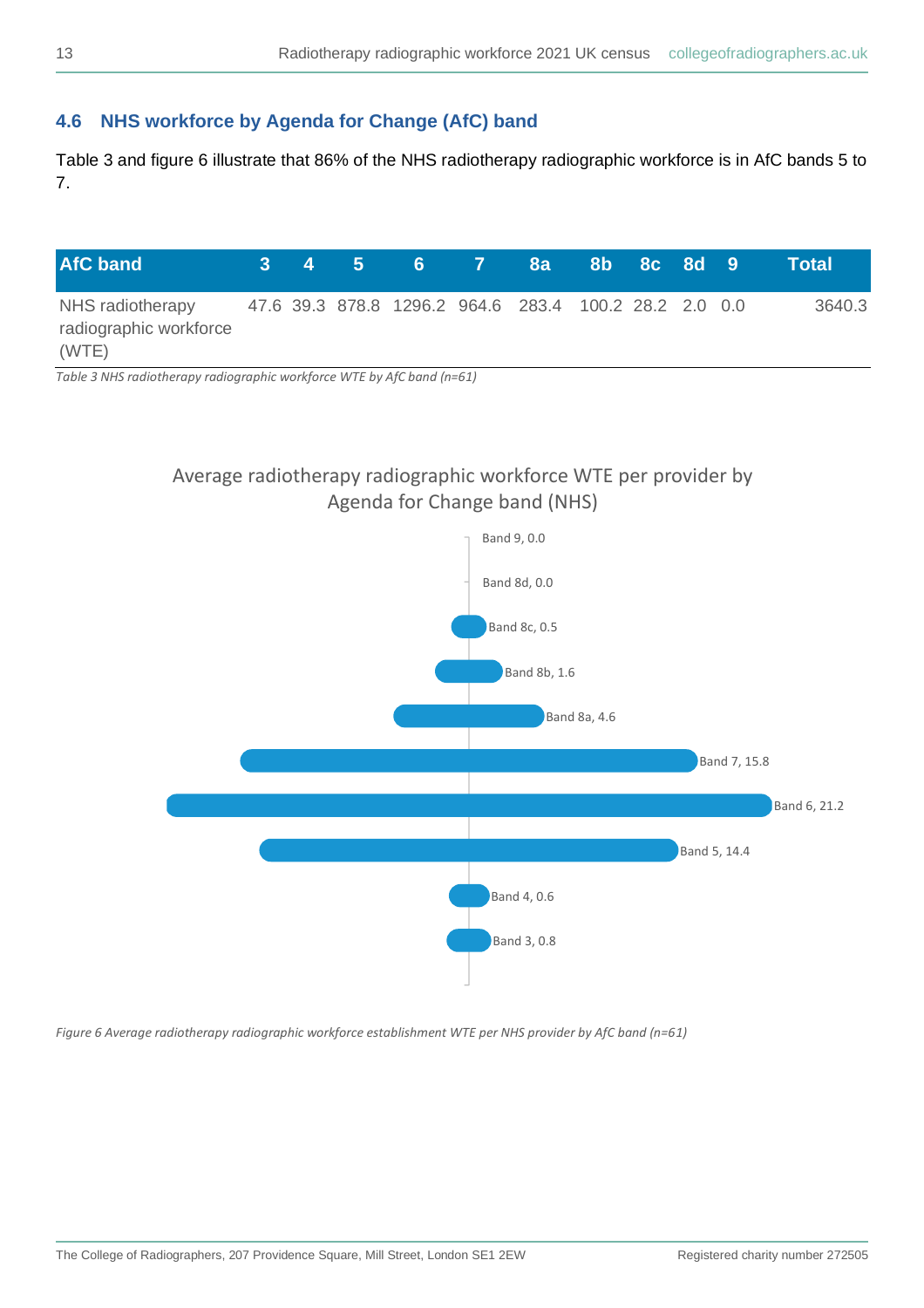## 4.6 NHS workforce by Agenda for Change (AfC) band

Table 3 and figure 6 illustrate that 86% of the NHS radiotherapy radiographic workforce is in AfC bands 5 to 7.

| AfC band | 3 | 4 | 5 | 6 | 7 | 8a | 8b | 8c | 8d | 9 | Total |
|---|---|---|---|---|---|---|---|---|---|---|---|
| NHS radiotherapy radiographic workforce (WTE) | 47.6 | 39.3 | 878.8 | 1296.2 | 964.6 | 283.4 | 100.2 | 28.2 | 2.0 | 0.0 | 3640.3 |

*Table 3 NHS radiotherapy radiographic workforce WTE by AfC band (n=61)*

Average radiotherapy radiographic workforce WTE per provider by Agenda for Change band (NHS)

| Band | Average WTE |
|---|---|
| Band 9 | 0.0 |
| Band 8d | 0.0 |
| Band 8c | 0.5 |
| Band 8b | 1.6 |
| Band 8a | 4.6 |
| Band 7 | 15.8 |
| Band 6 | 21.2 |
| Band 5 | 14.4 |
| Band 4 | 0.6 |
| Band 3 | 0.8 |

*Figure 6 Average radiotherapy radiographic workforce establishment WTE per NHS provider by AfC band (n=61)*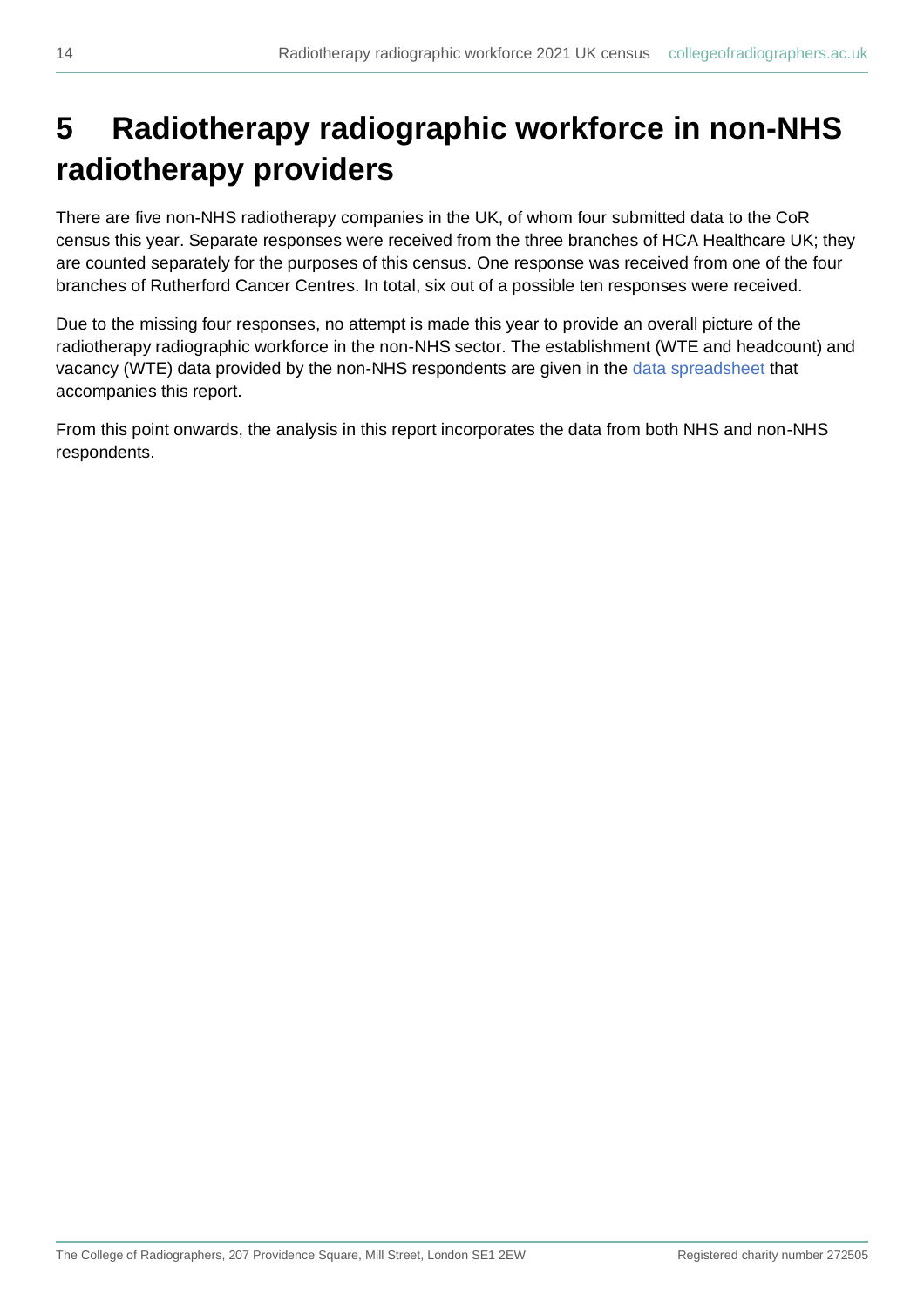# 5 Radiotherapy radiographic workforce in non-NHS radiotherapy providers

There are five non-NHS radiotherapy companies in the UK, of whom four submitted data to the CoR census this year. Separate responses were received from the three branches of HCA Healthcare UK; they are counted separately for the purposes of this census. One response was received from one of the four branches of Rutherford Cancer Centres. In total, six out of a possible ten responses were received.

Due to the missing four responses, no attempt is made this year to provide an overall picture of the radiotherapy radiographic workforce in the non-NHS sector. The establishment (WTE and headcount) and vacancy (WTE) data provided by the non-NHS respondents are given in the data spreadsheet that accompanies this report.

From this point onwards, the analysis in this report incorporates the data from both NHS and non-NHS respondents.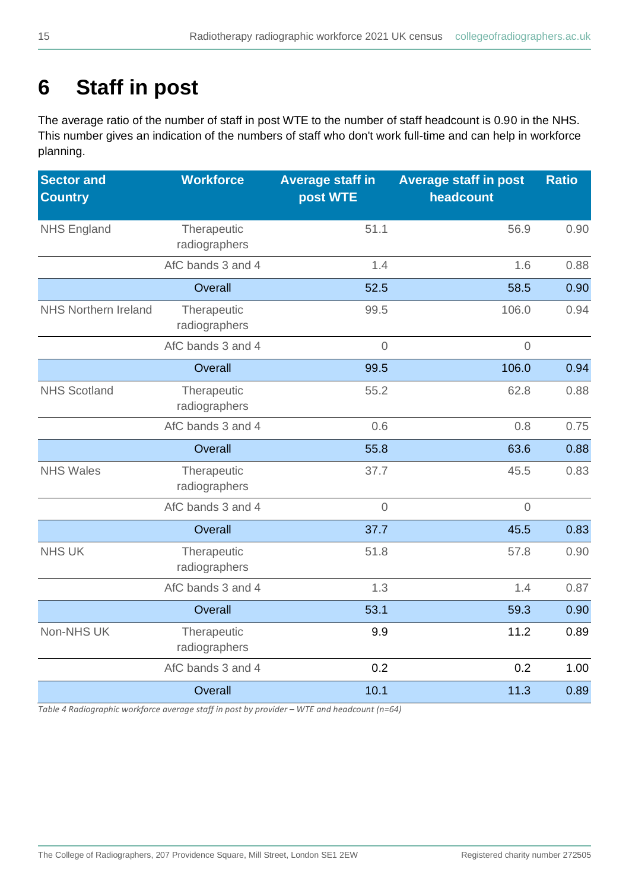# 6 Staff in post

The average ratio of the number of staff in post WTE to the number of staff headcount is 0.90 in the NHS. This number gives an indication of the numbers of staff who don't work full-time and can help in workforce planning.

| Sector and Country | Workforce | Average staff in post WTE | Average staff in post headcount | Ratio |
|---|---|---|---|---|
| NHS England | Therapeutic radiographers | 51.1 | 56.9 | 0.90 |
| | AfC bands 3 and 4 | 1.4 | 1.6 | 0.88 |
| | Overall | 52.5 | 58.5 | 0.90 |
| NHS Northern Ireland | Therapeutic radiographers | 99.5 | 106.0 | 0.94 |
| | AfC bands 3 and 4 | 0 | 0 | |
| | Overall | 99.5 | 106.0 | 0.94 |
| NHS Scotland | Therapeutic radiographers | 55.2 | 62.8 | 0.88 |
| | AfC bands 3 and 4 | 0.6 | 0.8 | 0.75 |
| | Overall | 55.8 | 63.6 | 0.88 |
| NHS Wales | Therapeutic radiographers | 37.7 | 45.5 | 0.83 |
| | AfC bands 3 and 4 | 0 | 0 | |
| | Overall | 37.7 | 45.5 | 0.83 |
| NHS UK | Therapeutic radiographers | 51.8 | 57.8 | 0.90 |
| | AfC bands 3 and 4 | 1.3 | 1.4 | 0.87 |
| | Overall | 53.1 | 59.3 | 0.90 |
| Non-NHS UK | Therapeutic radiographers | 9.9 | 11.2 | 0.89 |
| | AfC bands 3 and 4 | 0.2 | 0.2 | 1.00 |
| | Overall | 10.1 | 11.3 | 0.89 |

*Table 4 Radiographic workforce average staff in post by provider – WTE and headcount (n=64)*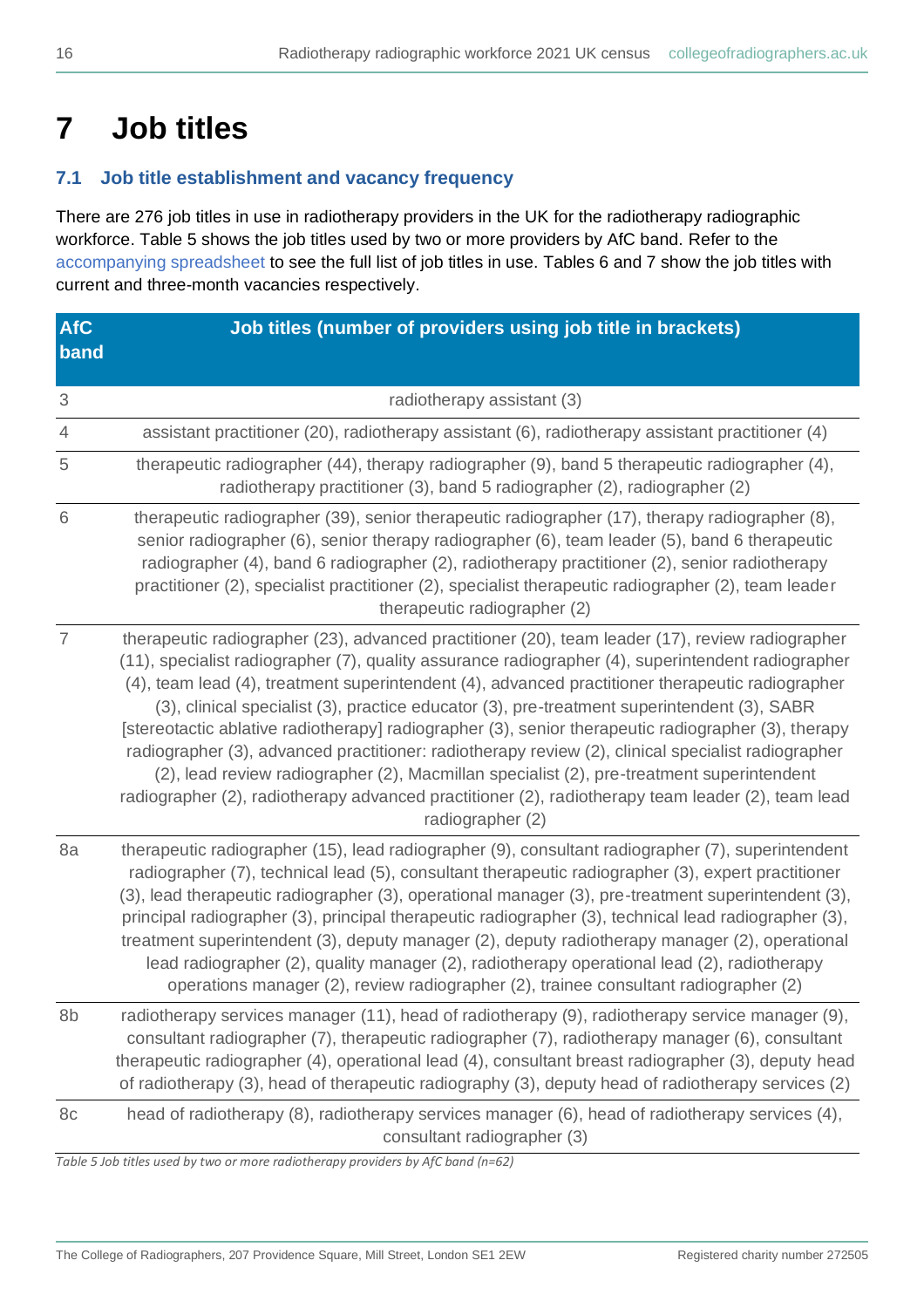# 7 Job titles

## 7.1 Job title establishment and vacancy frequency

There are 276 job titles in use in radiotherapy providers in the UK for the radiotherapy radiographic workforce. Table 5 shows the job titles used by two or more providers by AfC band. Refer to the accompanying spreadsheet to see the full list of job titles in use. Tables 6 and 7 show the job titles with current and three-month vacancies respectively.

| AfC band | Job titles (number of providers using job title in brackets) |
| --- | --- |
| 3 | radiotherapy assistant (3) |
| 4 | assistant practitioner (20), radiotherapy assistant (6), radiotherapy assistant practitioner (4) |
| 5 | therapeutic radiographer (44), therapy radiographer (9), band 5 therapeutic radiographer (4), radiotherapy practitioner (3), band 5 radiographer (2), radiographer (2) |
| 6 | therapeutic radiographer (39), senior therapeutic radiographer (17), therapy radiographer (8), senior radiographer (6), senior therapy radiographer (6), team leader (5), band 6 therapeutic radiographer (4), band 6 radiographer (2), radiotherapy practitioner (2), senior radiotherapy practitioner (2), specialist practitioner (2), specialist therapeutic radiographer (2), team leader therapeutic radiographer (2) |
| 7 | therapeutic radiographer (23), advanced practitioner (20), team leader (17), review radiographer (11), specialist radiographer (7), quality assurance radiographer (4), superintendent radiographer (4), team lead (4), treatment superintendent (4), advanced practitioner therapeutic radiographer (3), clinical specialist (3), practice educator (3), pre-treatment superintendent (3), SABR [stereotactic ablative radiotherapy] radiographer (3), senior therapeutic radiographer (3), therapy radiographer (3), advanced practitioner: radiotherapy review (2), clinical specialist radiographer (2), lead review radiographer (2), Macmillan specialist (2), pre-treatment superintendent radiographer (2), radiotherapy advanced practitioner (2), radiotherapy team leader (2), team lead radiographer (2) |
| 8a | therapeutic radiographer (15), lead radiographer (9), consultant radiographer (7), superintendent radiographer (7), technical lead (5), consultant therapeutic radiographer (3), expert practitioner (3), lead therapeutic radiographer (3), operational manager (3), pre-treatment superintendent (3), principal radiographer (3), principal therapeutic radiographer (3), technical lead radiographer (3), treatment superintendent (3), deputy manager (2), deputy radiotherapy manager (2), operational lead radiographer (2), quality manager (2), radiotherapy operational lead (2), radiotherapy operations manager (2), review radiographer (2), trainee consultant radiographer (2) |
| 8b | radiotherapy services manager (11), head of radiotherapy (9), radiotherapy service manager (9), consultant radiographer (7), therapeutic radiographer (7), radiotherapy manager (6), consultant therapeutic radiographer (4), operational lead (4), consultant breast radiographer (3), deputy head of radiotherapy (3), head of therapeutic radiography (3), deputy head of radiotherapy services (2) |
| 8c | head of radiotherapy (8), radiotherapy services manager (6), head of radiotherapy services (4), consultant radiographer (3) |

*Table 5 Job titles used by two or more radiotherapy providers by AfC band (n=62)*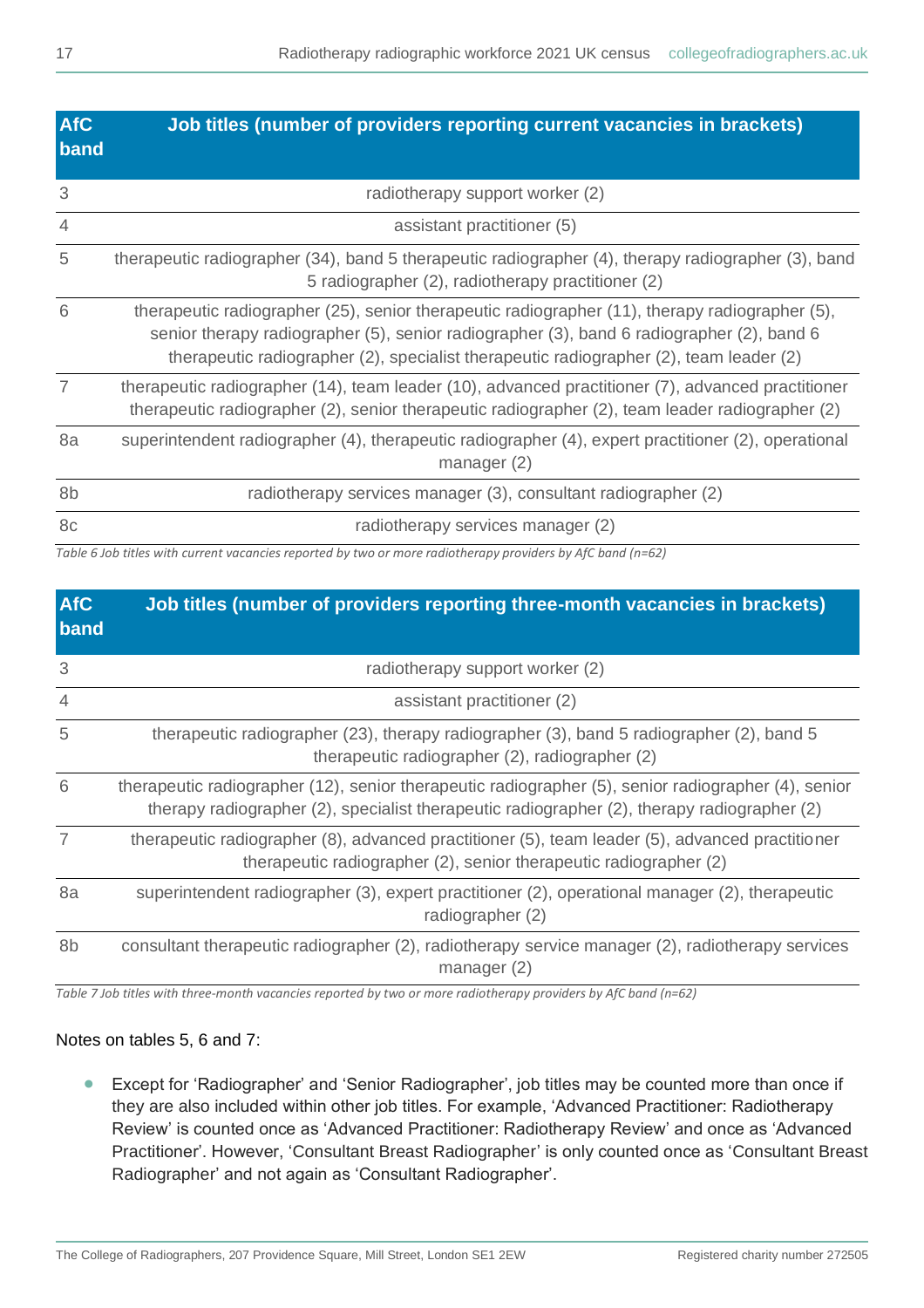| AfC band | Job titles (number of providers reporting current vacancies in brackets) |
|---|---|
| 3 | radiotherapy support worker (2) |
| 4 | assistant practitioner (5) |
| 5 | therapeutic radiographer (34), band 5 therapeutic radiographer (4), therapy radiographer (3), band 5 radiographer (2), radiotherapy practitioner (2) |
| 6 | therapeutic radiographer (25), senior therapeutic radiographer (11), therapy radiographer (5), senior therapy radiographer (5), senior radiographer (3), band 6 radiographer (2), band 6 therapeutic radiographer (2), specialist therapeutic radiographer (2), team leader (2) |
| 7 | therapeutic radiographer (14), team leader (10), advanced practitioner (7), advanced practitioner therapeutic radiographer (2), senior therapeutic radiographer (2), team leader radiographer (2) |
| 8a | superintendent radiographer (4), therapeutic radiographer (4), expert practitioner (2), operational manager (2) |
| 8b | radiotherapy services manager (3), consultant radiographer (2) |
| 8c | radiotherapy services manager (2) |

*Table 6 Job titles with current vacancies reported by two or more radiotherapy providers by AfC band (n=62)*

| AfC band | Job titles (number of providers reporting three-month vacancies in brackets) |
|---|---|
| 3 | radiotherapy support worker (2) |
| 4 | assistant practitioner (2) |
| 5 | therapeutic radiographer (23), therapy radiographer (3), band 5 radiographer (2), band 5 therapeutic radiographer (2), radiographer (2) |
| 6 | therapeutic radiographer (12), senior therapeutic radiographer (5), senior radiographer (4), senior therapy radiographer (2), specialist therapeutic radiographer (2), therapy radiographer (2) |
| 7 | therapeutic radiographer (8), advanced practitioner (5), team leader (5), advanced practitioner therapeutic radiographer (2), senior therapeutic radiographer (2) |
| 8a | superintendent radiographer (3), expert practitioner (2), operational manager (2), therapeutic radiographer (2) |
| 8b | consultant therapeutic radiographer (2), radiotherapy service manager (2), radiotherapy services manager (2) |

*Table 7 Job titles with three-month vacancies reported by two or more radiotherapy providers by AfC band (n=62)*

Notes on tables 5, 6 and 7:

- Except for 'Radiographer' and 'Senior Radiographer', job titles may be counted more than once if they are also included within other job titles. For example, 'Advanced Practitioner: Radiotherapy Review' is counted once as 'Advanced Practitioner: Radiotherapy Review' and once as 'Advanced Practitioner'. However, 'Consultant Breast Radiographer' is only counted once as 'Consultant Breast Radiographer' and not again as 'Consultant Radiographer'.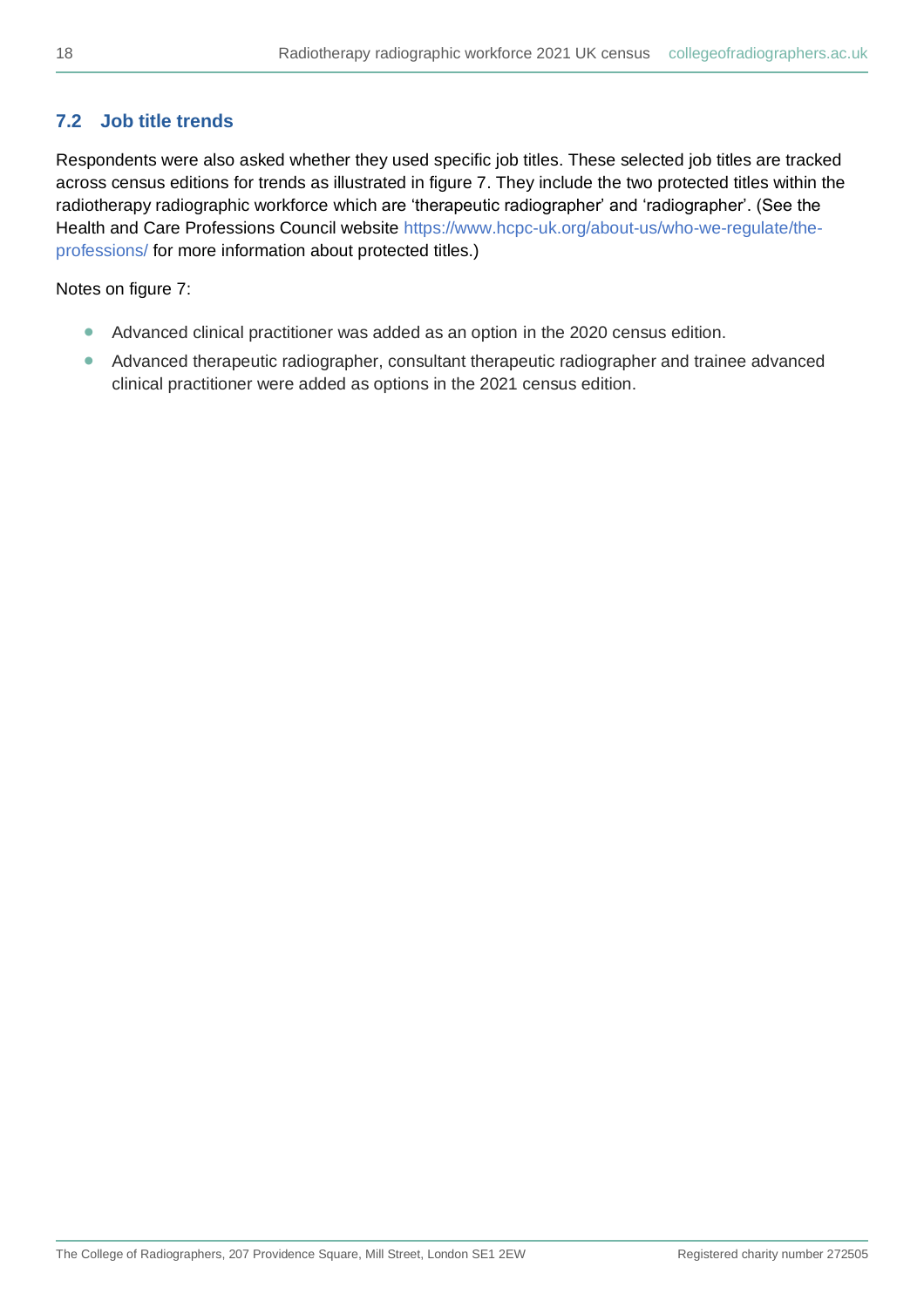## 7.2 Job title trends

Respondents were also asked whether they used specific job titles. These selected job titles are tracked across census editions for trends as illustrated in figure 7. They include the two protected titles within the radiotherapy radiographic workforce which are 'therapeutic radiographer' and 'radiographer'. (See the Health and Care Professions Council website https://www.hcpc-uk.org/about-us/who-we-regulate/the-professions/ for more information about protected titles.)

Notes on figure 7:

- Advanced clinical practitioner was added as an option in the 2020 census edition.
- Advanced therapeutic radiographer, consultant therapeutic radiographer and trainee advanced clinical practitioner were added as options in the 2021 census edition.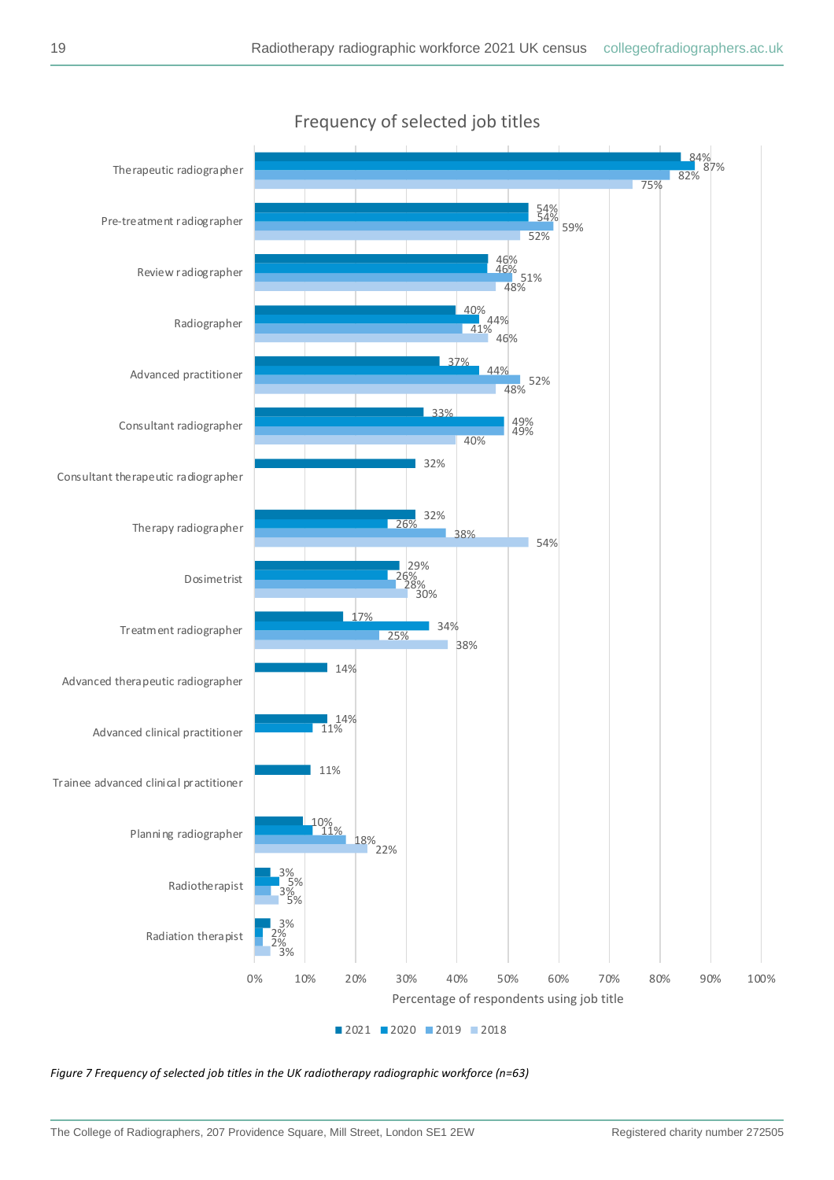## Frequency of selected job titles

| Job title | 2021 | 2020 | 2019 | 2018 |
|---|---|---|---|---|
| Therapeutic radiographer | 84% | 87% | 82% | 75% |
| Pre-treatment radiographer | 54% | 54% | 59% | 52% |
| Review radiographer | 46% | 46% | 51% | 48% |
| Radiographer | 40% | 44% | 41% | 46% |
| Advanced practitioner | 37% | 44% | 52% | 48% |
| Consultant radiographer | 33% | 49% | 49% | 40% |
| Consultant therapeutic radiographer | 32% | | | |
| Therapy radiographer | 32% | 26% | 38% | 54% |
| Dosimetrist | 29% | 26% | 28% | 30% |
| Treatment radiographer | 17% | 34% | 25% | 38% |
| Advanced therapeutic radiographer | 14% | | | |
| Advanced clinical practitioner | 14% | 11% | | |
| Trainee advanced clinical practitioner | 11% | | | |
| Planning radiographer | 10% | 11% | 18% | 22% |
| Radiotherapist | 3% | 5% | 3% | 5% |
| Radiation therapist | 3% | 2% | 2% | 3% |

Percentage of respondents using job title

*Figure 7 Frequency of selected job titles in the UK radiotherapy radiographic workforce (n=63)*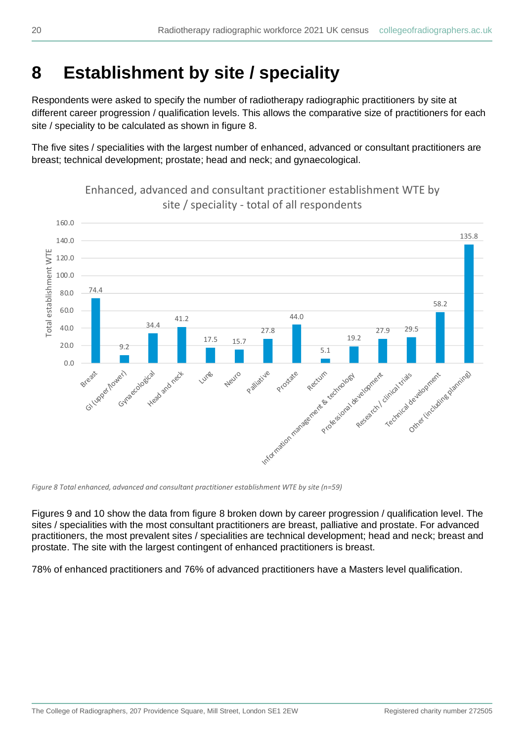# 8 Establishment by site / speciality

Respondents were asked to specify the number of radiotherapy radiographic practitioners by site at different career progression / qualification levels. This allows the comparative size of practitioners for each site / speciality to be calculated as shown in figure 8.

The five sites / specialities with the largest number of enhanced, advanced or consultant practitioners are breast; technical development; prostate; head and neck; and gynaecological.

Enhanced, advanced and consultant practitioner establishment WTE by site / speciality - total of all respondents

| Site / speciality | Total establishment WTE |
|---|---|
| Breast | 74.4 |
| GI (upper/lower) | 9.2 |
| Gynaecological | 34.4 |
| Head and neck | 41.2 |
| Lung | 17.5 |
| Neuro | 15.7 |
| Palliative | 27.8 |
| Prostate | 44.0 |
| Rectum | 5.1 |
| Information management & technology | 19.2 |
| Professional development | 27.9 |
| Research / clinical trials | 29.5 |
| Technical development | 58.2 |
| Other (including planning) | 135.8 |

*Figure 8 Total enhanced, advanced and consultant practitioner establishment WTE by site (n=59)*

Figures 9 and 10 show the data from figure 8 broken down by career progression / qualification level. The sites / specialities with the most consultant practitioners are breast, palliative and prostate. For advanced practitioners, the most prevalent sites / specialities are technical development; head and neck; breast and prostate. The site with the largest contingent of enhanced practitioners is breast.

78% of enhanced practitioners and 76% of advanced practitioners have a Masters level qualification.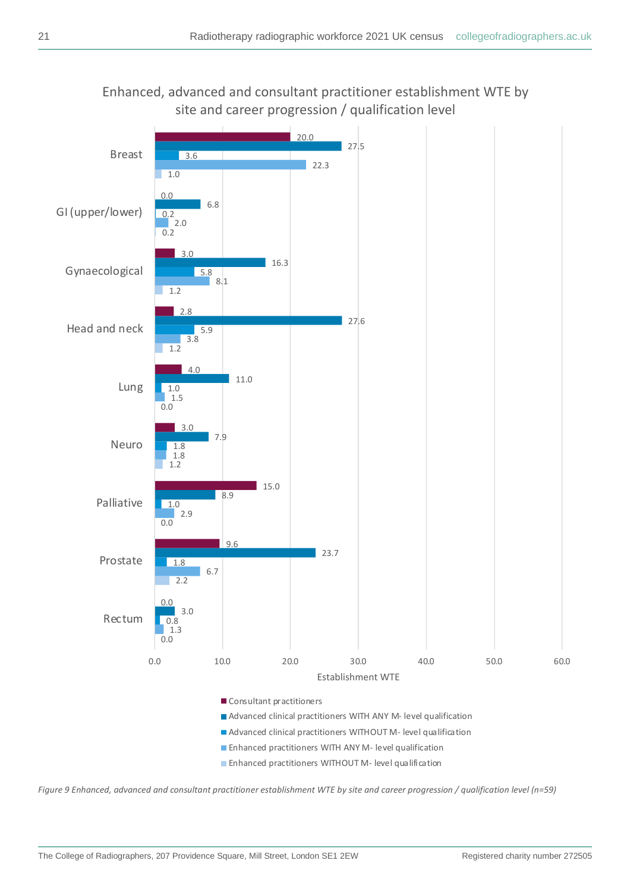Enhanced, advanced and consultant practitioner establishment WTE by site and career progression / qualification level

| Site | Consultant practitioners | Advanced clinical practitioners WITH ANY M- level qualification | Advanced clinical practitioners WITHOUT M- level qualification | Enhanced practitioners WITH ANY M- level qualification | Enhanced practitioners WITHOUT M- level qualification |
|---|---|---|---|---|---|
| Breast | 20.0 | 27.5 | 3.6 | 22.3 | 1.0 |
| GI (upper/lower) | 0.0 | 6.8 | 0.2 | 2.0 | 0.2 |
| Gynaecological | 3.0 | 16.3 | 5.8 | 8.1 | 1.2 |
| Head and neck | 2.8 | 27.6 | 5.9 | 3.8 | 1.2 |
| Lung | 4.0 | 11.0 | 1.0 | 1.5 | 0.0 |
| Neuro | 3.0 | 7.9 | 1.8 | 1.8 | 1.2 |
| Palliative | 15.0 | 8.9 | 1.0 | 2.9 | 0.0 |
| Prostate | 9.6 | 23.7 | 1.8 | 6.7 | 2.2 |
| Rectum | 0.0 | 3.0 | 0.8 | 1.3 | 0.0 |

Establishment WTE

*Figure 9 Enhanced, advanced and consultant practitioner establishment WTE by site and career progression / qualification level (n=59)*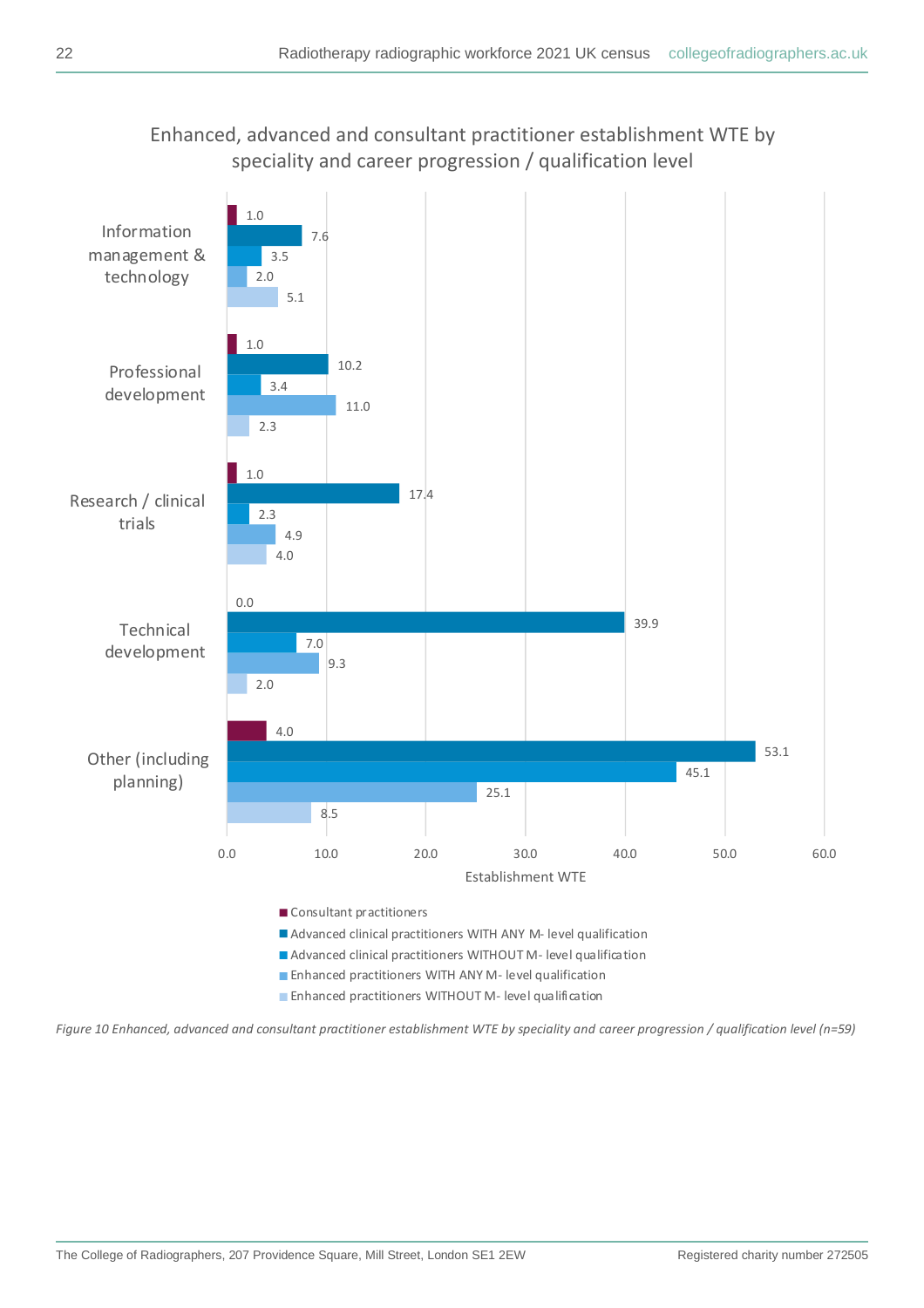Enhanced, advanced and consultant practitioner establishment WTE by speciality and career progression / qualification level

| Speciality | Consultant practitioners | Advanced clinical practitioners WITH ANY M- level qualification | Advanced clinical practitioners WITHOUT M- level qualification | Enhanced practitioners WITH ANY M- level qualification | Enhanced practitioners WITHOUT M- level qualification |
|---|---|---|---|---|---|
| Information management & technology | 1.0 | 7.6 | 3.5 | 2.0 | 5.1 |
| Professional development | 1.0 | 10.2 | 3.4 | 11.0 | 2.3 |
| Research / clinical trials | 1.0 | 17.4 | 2.3 | 4.9 | 4.0 |
| Technical development | 0.0 | 39.9 | 7.0 | 9.3 | 2.0 |
| Other (including planning) | 4.0 | 53.1 | 45.1 | 25.1 | 8.5 |

Establishment WTE

*Figure 10 Enhanced, advanced and consultant practitioner establishment WTE by speciality and career progression / qualification level (n=59)*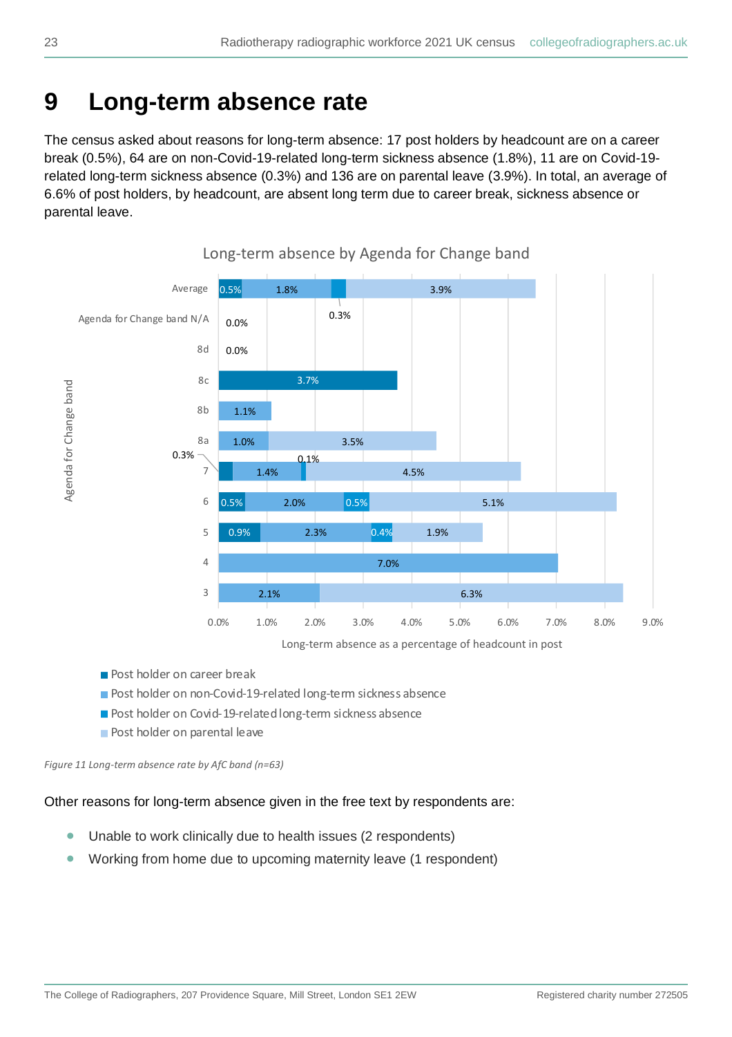# 9 Long-term absence rate

The census asked about reasons for long-term absence: 17 post holders by headcount are on a career break (0.5%), 64 are on non-Covid-19-related long-term sickness absence (1.8%), 11 are on Covid-19-related long-term sickness absence (0.3%) and 136 are on parental leave (3.9%). In total, an average of 6.6% of post holders, by headcount, are absent long term due to career break, sickness absence or parental leave.

Long-term absence by Agenda for Change band

| Agenda for Change band | Post holder on career break | Post holder on non-Covid-19-related long-term sickness absence | Post holder on Covid-19-related long-term sickness absence | Post holder on parental leave |
|---|---|---|---|---|
| Average | 0.5% | 1.8% | 0.3% | 3.9% |
| Agenda for Change band N/A | 0.0% | | | |
| 8d | 0.0% | | | |
| 8c | 3.7% | | | |
| 8b | | 1.1% | | |
| 8a | | 1.0% | | 3.5% |
| 7 | 0.3% | 1.4% | 0.1% | 4.5% |
| 6 | 0.5% | 2.0% | 0.5% | 5.1% |
| 5 | 0.9% | 2.3% | 0.4% | 1.9% |
| 4 | | 7.0% | | |
| 3 | | 2.1% | | 6.3% |

Long-term absence as a percentage of headcount in post

*Figure 11 Long-term absence rate by AfC band (n=63)*

Other reasons for long-term absence given in the free text by respondents are:

- Unable to work clinically due to health issues (2 respondents)
- Working from home due to upcoming maternity leave (1 respondent)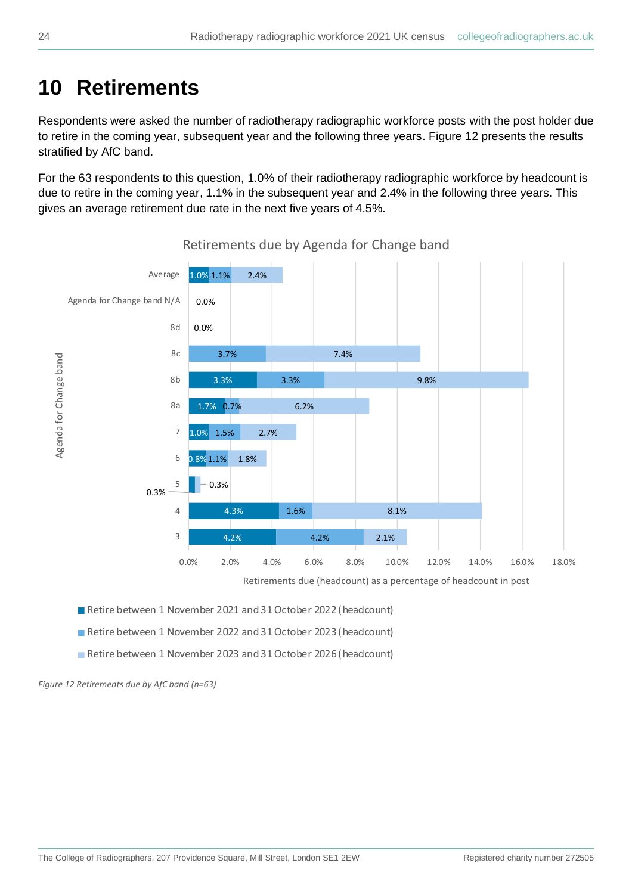# 10 Retirements

Respondents were asked the number of radiotherapy radiographic workforce posts with the post holder due to retire in the coming year, subsequent year and the following three years. Figure 12 presents the results stratified by AfC band.

For the 63 respondents to this question, 1.0% of their radiotherapy radiographic workforce by headcount is due to retire in the coming year, 1.1% in the subsequent year and 2.4% in the following three years. This gives an average retirement due rate in the next five years of 4.5%.

Retirements due by Agenda for Change band

| Agenda for Change band | Retire between 1 November 2021 and 31 October 2022 (headcount) | Retire between 1 November 2022 and 31 October 2023 (headcount) | Retire between 1 November 2023 and 31 October 2026 (headcount) |
|---|---|---|---|
| Average | 1.0% | 1.1% | 2.4% |
| Agenda for Change band N/A | 0.0% | | |
| 8d | 0.0% | | |
| 8c | | 3.7% | 7.4% |
| 8b | 3.3% | 3.3% | 9.8% |
| 8a | 1.7% | 0.7% | 6.2% |
| 7 | 1.0% | 1.5% | 2.7% |
| 6 | 0.8% | 1.1% | 1.8% |
| 5 | 0.3% | | 0.3% |
| 4 | 4.3% | 1.6% | 8.1% |
| 3 | 4.2% | 4.2% | 2.1% |

Retirements due (headcount) as a percentage of headcount in post

*Figure 12 Retirements due by AfC band (n=63)*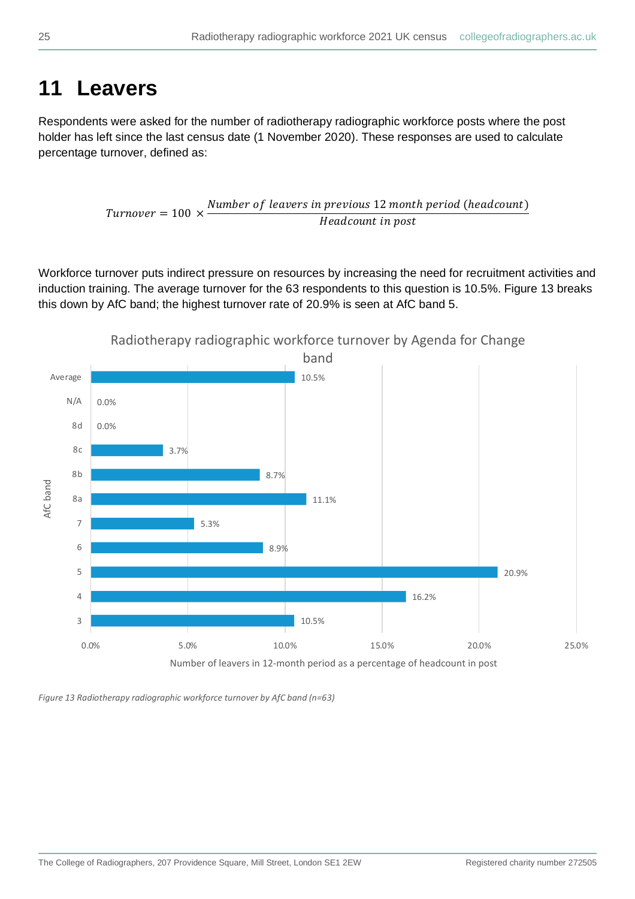# 11 Leavers

Respondents were asked for the number of radiotherapy radiographic workforce posts where the post holder has left since the last census date (1 November 2020). These responses are used to calculate percentage turnover, defined as:

$$Turnover = 100 \times \frac{Number\ of\ leavers\ in\ previous\ 12\ month\ period\ (headcount)}{Headcount\ in\ post}$$

Workforce turnover puts indirect pressure on resources by increasing the need for recruitment activities and induction training. The average turnover for the 63 respondents to this question is 10.5%. Figure 13 breaks this down by AfC band; the highest turnover rate of 20.9% is seen at AfC band 5.

Radiotherapy radiographic workforce turnover by Agenda for Change band

| AfC band | Number of leavers in 12-month period as a percentage of headcount in post |
|---|---|
| Average | 10.5% |
| N/A | 0.0% |
| 8d | 0.0% |
| 8c | 3.7% |
| 8b | 8.7% |
| 8a | 11.1% |
| 7 | 5.3% |
| 6 | 8.9% |
| 5 | 20.9% |
| 4 | 16.2% |
| 3 | 10.5% |

*Figure 13 Radiotherapy radiographic workforce turnover by AfC band (n=63)*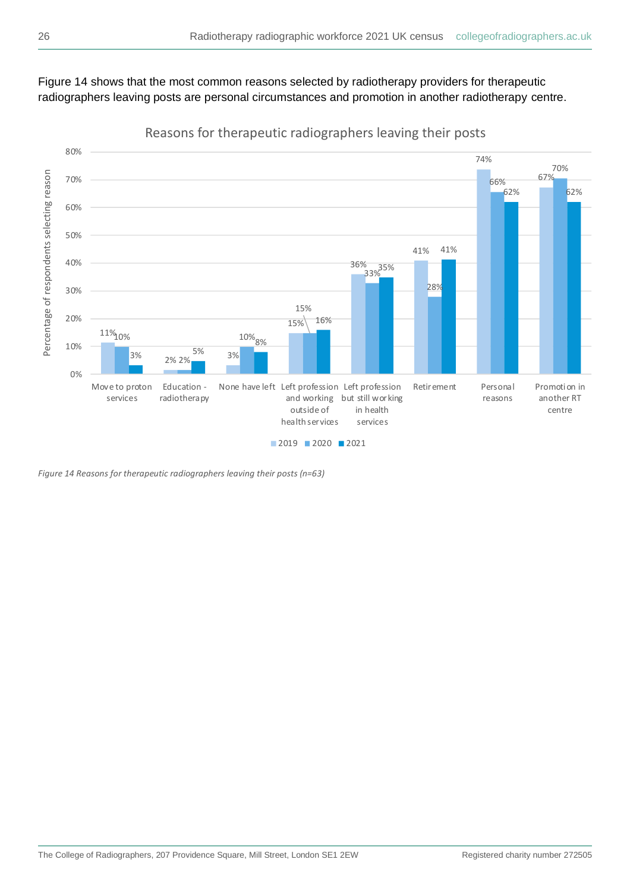Figure 14 shows that the most common reasons selected by radiotherapy providers for therapeutic radiographers leaving posts are personal circumstances and promotion in another radiotherapy centre.

**Reasons for therapeutic radiographers leaving their posts**

| Reason | 2019 | 2020 | 2021 |
|---|---|---|---|
| Move to proton services | 11% | 10% | 3% |
| Education - radiotherapy | 2% | 2% | 5% |
| None have left | 3% | 10% | 8% |
| Left profession and working outside of health services | 15% | 15% | 16% |
| Left profession but still working in health services | 36% | 33% | 35% |
| Retirement | 41% | 28% | 41% |
| Personal reasons | 74% | 66% | 62% |
| Promotion in another RT centre | 67% | 70% | 62% |

*Figure 14 Reasons for therapeutic radiographers leaving their posts (n=63)*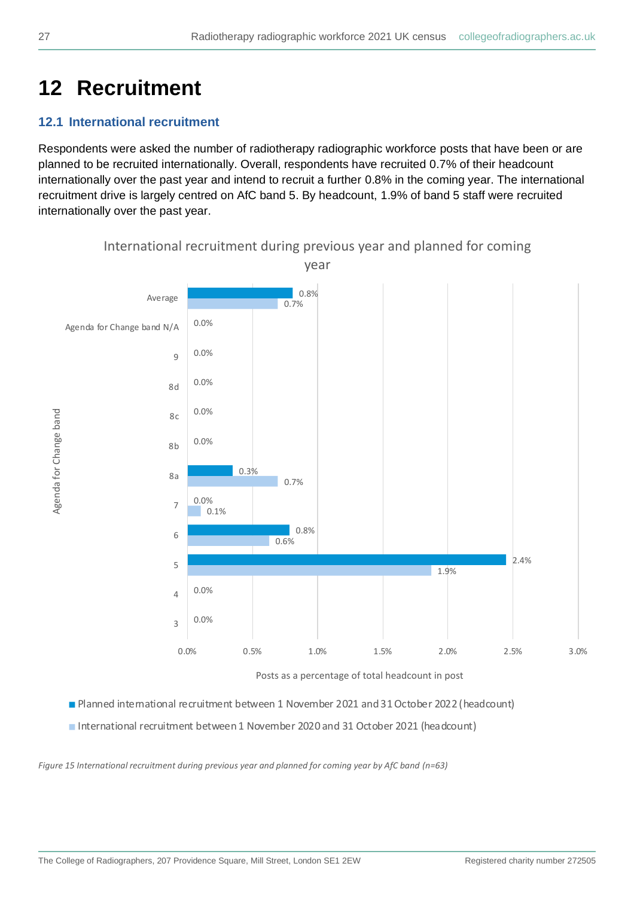# 12 Recruitment

## 12.1 International recruitment

Respondents were asked the number of radiotherapy radiographic workforce posts that have been or are planned to be recruited internationally. Overall, respondents have recruited 0.7% of their headcount internationally over the past year and intend to recruit a further 0.8% in the coming year. The international recruitment drive is largely centred on AfC band 5. By headcount, 1.9% of band 5 staff were recruited internationally over the past year.

International recruitment during previous year and planned for coming year

| Agenda for Change band | Planned international recruitment between 1 November 2021 and 31 October 2022 (headcount) | International recruitment between 1 November 2020 and 31 October 2021 (headcount) |
|---|---|---|
| Average | 0.8% | 0.7% |
| Agenda for Change band N/A | 0.0% | |
| 9 | 0.0% | |
| 8d | 0.0% | |
| 8c | 0.0% | |
| 8b | 0.0% | |
| 8a | 0.3% | 0.7% |
| 7 | 0.0% | 0.1% |
| 6 | 0.8% | 0.6% |
| 5 | 2.4% | 1.9% |
| 4 | 0.0% | |
| 3 | 0.0% | |

Posts as a percentage of total headcount in post

*Figure 15 International recruitment during previous year and planned for coming year by AfC band (n=63)*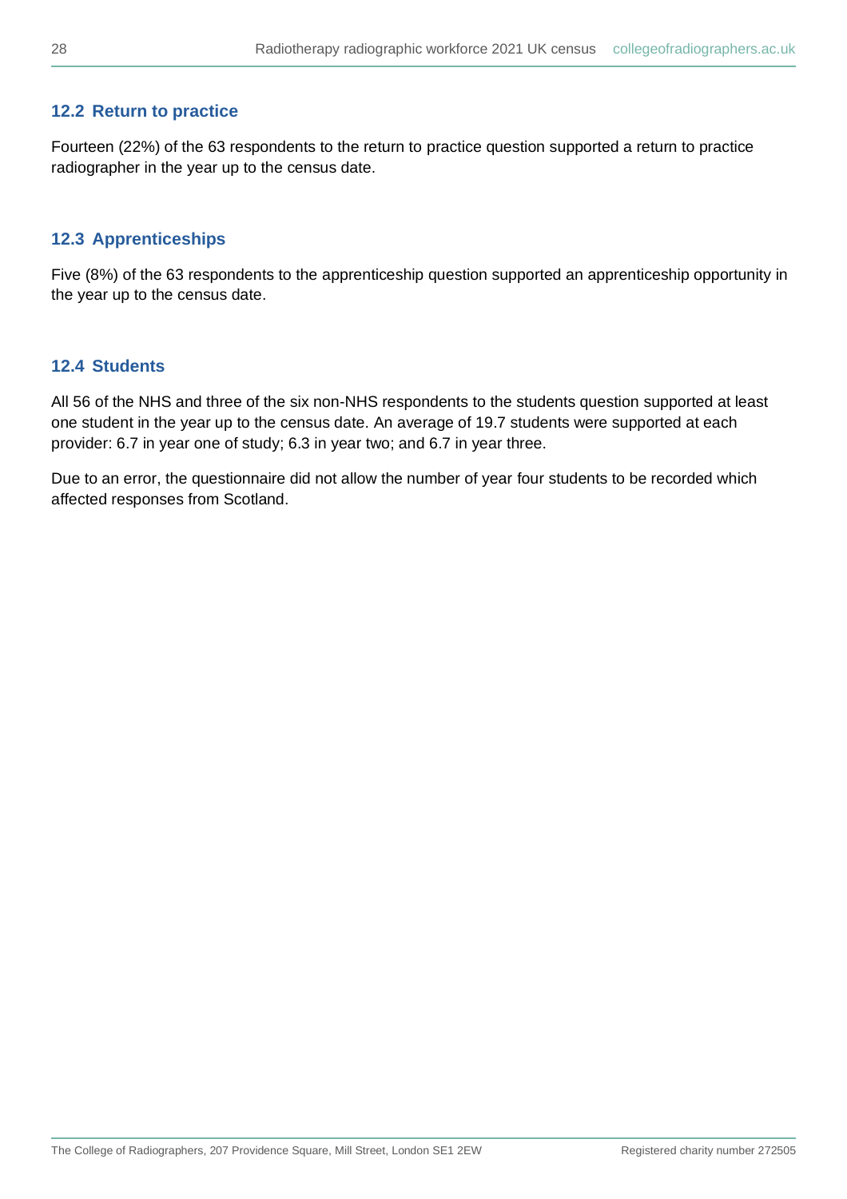### 12.2 Return to practice

Fourteen (22%) of the 63 respondents to the return to practice question supported a return to practice radiographer in the year up to the census date.

### 12.3 Apprenticeships

Five (8%) of the 63 respondents to the apprenticeship question supported an apprenticeship opportunity in the year up to the census date.

### 12.4 Students

All 56 of the NHS and three of the six non-NHS respondents to the students question supported at least one student in the year up to the census date. An average of 19.7 students were supported at each provider: 6.7 in year one of study; 6.3 in year two; and 6.7 in year three.

Due to an error, the questionnaire did not allow the number of year four students to be recorded which affected responses from Scotland.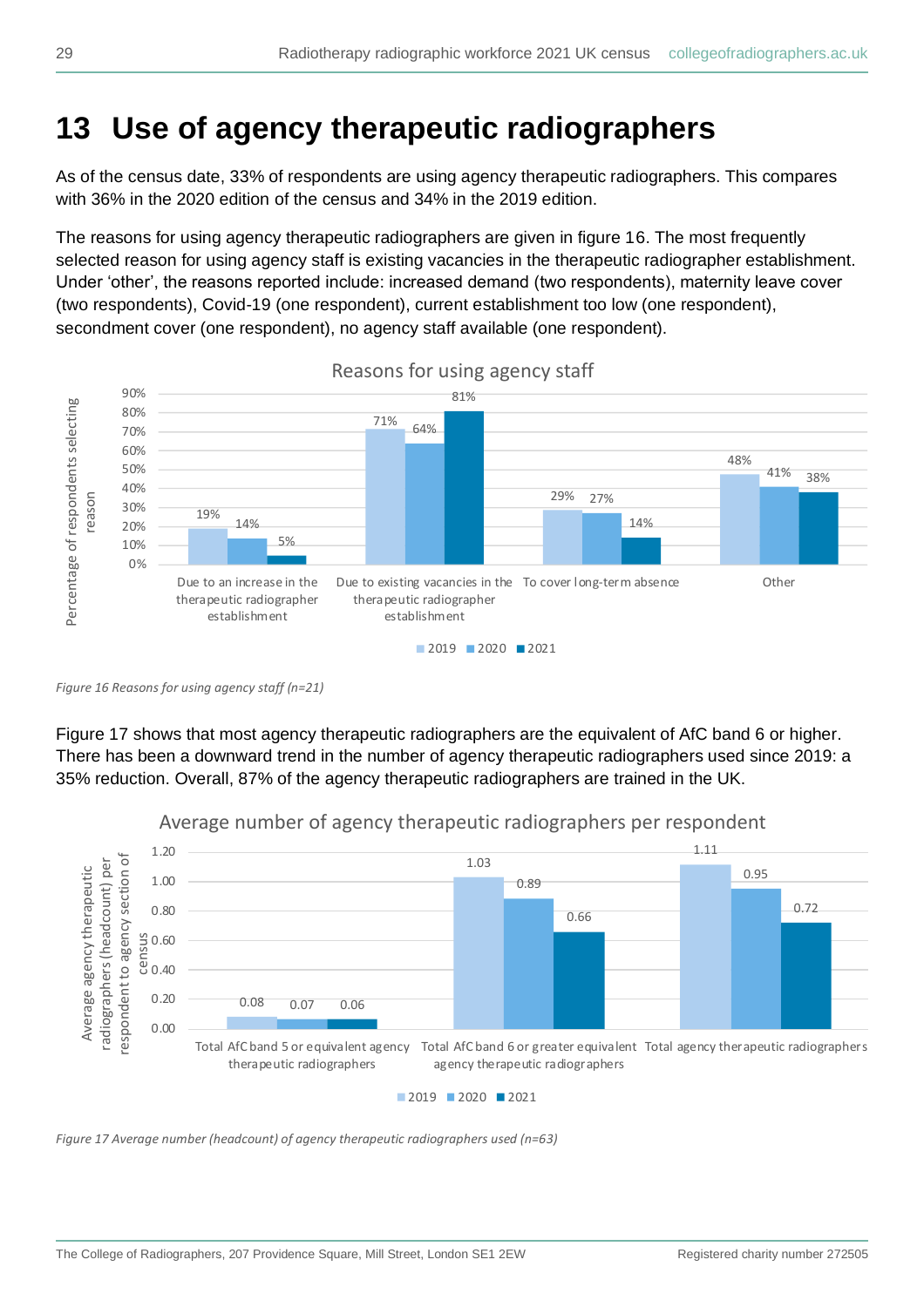# 13 Use of agency therapeutic radiographers

As of the census date, 33% of respondents are using agency therapeutic radiographers. This compares with 36% in the 2020 edition of the census and 34% in the 2019 edition.

The reasons for using agency therapeutic radiographers are given in figure 16. The most frequently selected reason for using agency staff is existing vacancies in the therapeutic radiographer establishment. Under 'other', the reasons reported include: increased demand (two respondents), maternity leave cover (two respondents), Covid-19 (one respondent), current establishment too low (one respondent), secondment cover (one respondent), no agency staff available (one respondent).

**Reasons for using agency staff**

| Reason | 2019 | 2020 | 2021 |
|---|---|---|---|
| Due to an increase in the therapeutic radiographer establishment | 19% | 14% | 5% |
| Due to existing vacancies in the therapeutic radiographer establishment | 71% | 64% | 81% |
| To cover long-term absence | 29% | 27% | 14% |
| Other | 48% | 41% | 38% |

*Figure 16 Reasons for using agency staff (n=21)*

Figure 17 shows that most agency therapeutic radiographers are the equivalent of AfC band 6 or higher. There has been a downward trend in the number of agency therapeutic radiographers used since 2019: a 35% reduction. Overall, 87% of the agency therapeutic radiographers are trained in the UK.

**Average number of agency therapeutic radiographers per respondent**

| | 2019 | 2020 | 2021 |
|---|---|---|---|
| Total AfC band 5 or equivalent agency therapeutic radiographers | 0.08 | 0.07 | 0.06 |
| Total AfC band 6 or greater equivalent agency therapeutic radiographers | 1.03 | 0.89 | 0.66 |
| Total agency therapeutic radiographers | 1.11 | 0.95 | 0.72 |

*Figure 17 Average number (headcount) of agency therapeutic radiographers used (n=63)*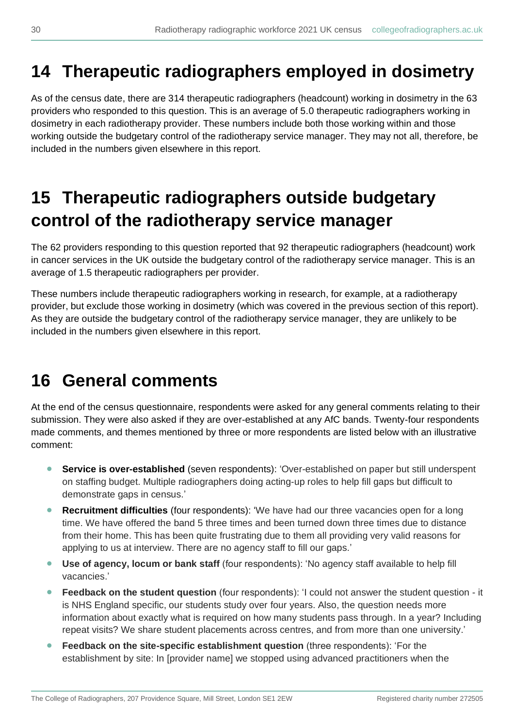# 14 Therapeutic radiographers employed in dosimetry

As of the census date, there are 314 therapeutic radiographers (headcount) working in dosimetry in the 63 providers who responded to this question. This is an average of 5.0 therapeutic radiographers working in dosimetry in each radiotherapy provider. These numbers include both those working within and those working outside the budgetary control of the radiotherapy service manager. They may not all, therefore, be included in the numbers given elsewhere in this report.

# 15 Therapeutic radiographers outside budgetary control of the radiotherapy service manager

The 62 providers responding to this question reported that 92 therapeutic radiographers (headcount) work in cancer services in the UK outside the budgetary control of the radiotherapy service manager. This is an average of 1.5 therapeutic radiographers per provider.

These numbers include therapeutic radiographers working in research, for example, at a radiotherapy provider, but exclude those working in dosimetry (which was covered in the previous section of this report). As they are outside the budgetary control of the radiotherapy service manager, they are unlikely to be included in the numbers given elsewhere in this report.

# 16 General comments

At the end of the census questionnaire, respondents were asked for any general comments relating to their submission. They were also asked if they are over-established at any AfC bands. Twenty-four respondents made comments, and themes mentioned by three or more respondents are listed below with an illustrative comment:

- **Service is over-established** (seven respondents): 'Over-established on paper but still underspent on staffing budget. Multiple radiographers doing acting-up roles to help fill gaps but difficult to demonstrate gaps in census.'
- **Recruitment difficulties** (four respondents): 'We have had our three vacancies open for a long time. We have offered the band 5 three times and been turned down three times due to distance from their home. This has been quite frustrating due to them all providing very valid reasons for applying to us at interview. There are no agency staff to fill our gaps.'
- **Use of agency, locum or bank staff** (four respondents): 'No agency staff available to help fill vacancies.'
- **Feedback on the student question** (four respondents): 'I could not answer the student question - it is NHS England specific, our students study over four years. Also, the question needs more information about exactly what is required on how many students pass through. In a year? Including repeat visits? We share student placements across centres, and from more than one university.'
- **Feedback on the site-specific establishment question** (three respondents): 'For the establishment by site: In [provider name] we stopped using advanced practitioners when the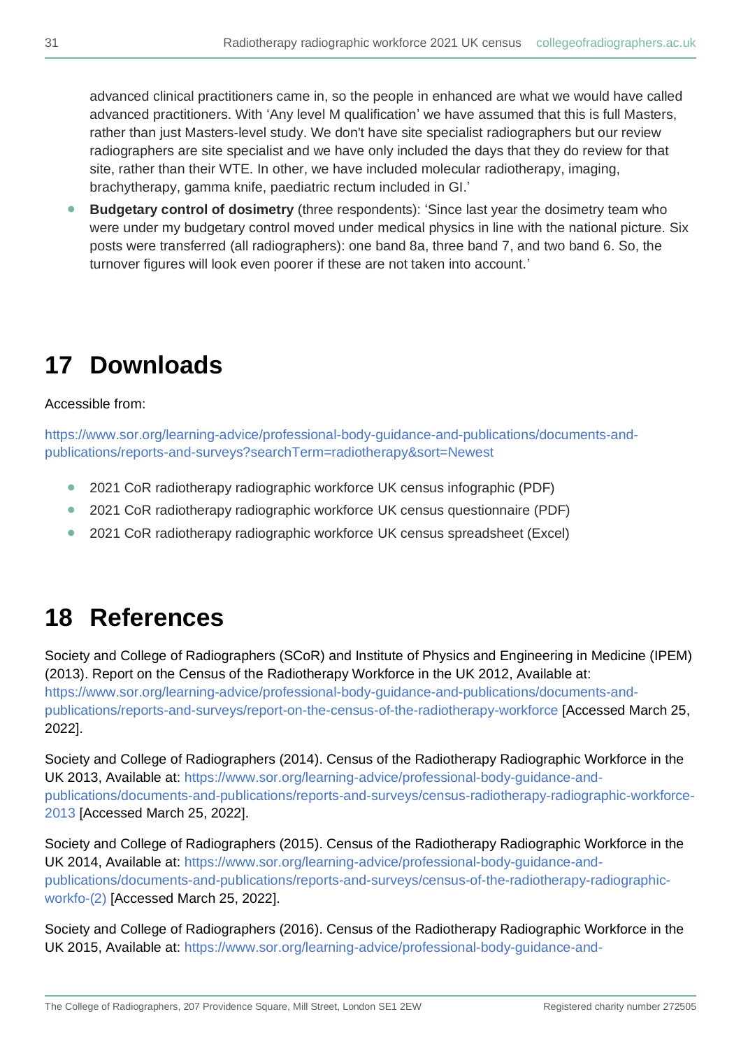advanced clinical practitioners came in, so the people in enhanced are what we would have called advanced practitioners. With 'Any level M qualification' we have assumed that this is full Masters, rather than just Masters-level study. We don't have site specialist radiographers but our review radiographers are site specialist and we have only included the days that they do review for that site, rather than their WTE. In other, we have included molecular radiotherapy, imaging, brachytherapy, gamma knife, paediatric rectum included in GI.'

- **Budgetary control of dosimetry** (three respondents): 'Since last year the dosimetry team who were under my budgetary control moved under medical physics in line with the national picture. Six posts were transferred (all radiographers): one band 8a, three band 7, and two band 6. So, the turnover figures will look even poorer if these are not taken into account.'

# 17 Downloads

Accessible from:

https://www.sor.org/learning-advice/professional-body-guidance-and-publications/documents-and-publications/reports-and-surveys?searchTerm=radiotherapy&sort=Newest

- 2021 CoR radiotherapy radiographic workforce UK census infographic (PDF)
- 2021 CoR radiotherapy radiographic workforce UK census questionnaire (PDF)
- 2021 CoR radiotherapy radiographic workforce UK census spreadsheet (Excel)

# 18 References

Society and College of Radiographers (SCoR) and Institute of Physics and Engineering in Medicine (IPEM) (2013). Report on the Census of the Radiotherapy Workforce in the UK 2012, Available at: https://www.sor.org/learning-advice/professional-body-guidance-and-publications/documents-and-publications/reports-and-surveys/report-on-the-census-of-the-radiotherapy-workforce [Accessed March 25, 2022].

Society and College of Radiographers (2014). Census of the Radiotherapy Radiographic Workforce in the UK 2013, Available at: https://www.sor.org/learning-advice/professional-body-guidance-and-publications/documents-and-publications/reports-and-surveys/census-radiotherapy-radiographic-workforce-2013 [Accessed March 25, 2022].

Society and College of Radiographers (2015). Census of the Radiotherapy Radiographic Workforce in the UK 2014, Available at: https://www.sor.org/learning-advice/professional-body-guidance-and-publications/documents-and-publications/reports-and-surveys/census-of-the-radiotherapy-radiographic-workfo-(2) [Accessed March 25, 2022].

Society and College of Radiographers (2016). Census of the Radiotherapy Radiographic Workforce in the UK 2015, Available at: https://www.sor.org/learning-advice/professional-body-guidance-and-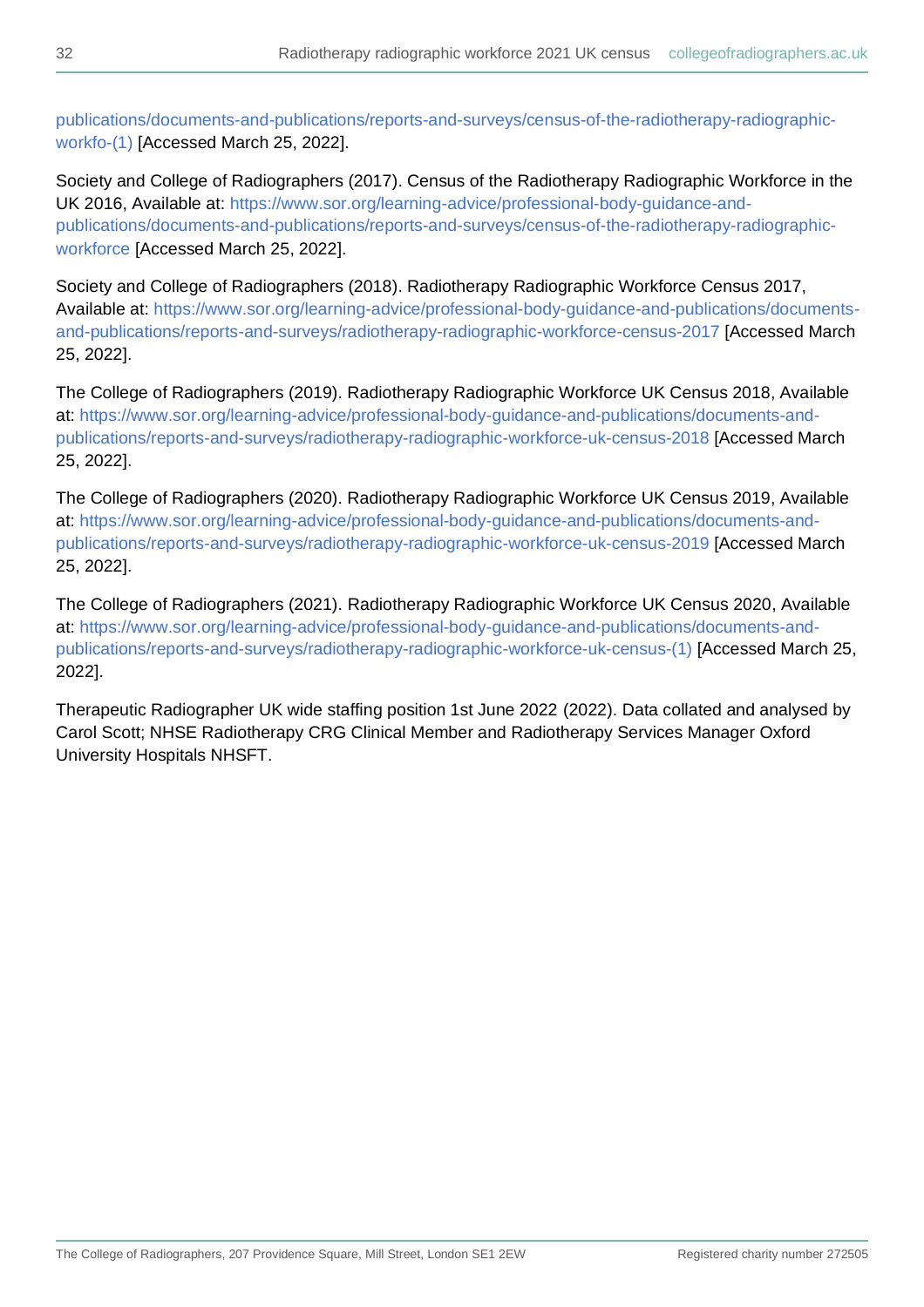publications/documents-and-publications/reports-and-surveys/census-of-the-radiotherapy-radiographic-workfo-(1) [Accessed March 25, 2022].

Society and College of Radiographers (2017). Census of the Radiotherapy Radiographic Workforce in the UK 2016, Available at: https://www.sor.org/learning-advice/professional-body-guidance-and-publications/documents-and-publications/reports-and-surveys/census-of-the-radiotherapy-radiographic-workforce [Accessed March 25, 2022].

Society and College of Radiographers (2018). Radiotherapy Radiographic Workforce Census 2017, Available at: https://www.sor.org/learning-advice/professional-body-guidance-and-publications/documents-and-publications/reports-and-surveys/radiotherapy-radiographic-workforce-census-2017 [Accessed March 25, 2022].

The College of Radiographers (2019). Radiotherapy Radiographic Workforce UK Census 2018, Available at: https://www.sor.org/learning-advice/professional-body-guidance-and-publications/documents-and-publications/reports-and-surveys/radiotherapy-radiographic-workforce-uk-census-2018 [Accessed March 25, 2022].

The College of Radiographers (2020). Radiotherapy Radiographic Workforce UK Census 2019, Available at: https://www.sor.org/learning-advice/professional-body-guidance-and-publications/documents-and-publications/reports-and-surveys/radiotherapy-radiographic-workforce-uk-census-2019 [Accessed March 25, 2022].

The College of Radiographers (2021). Radiotherapy Radiographic Workforce UK Census 2020, Available at: https://www.sor.org/learning-advice/professional-body-guidance-and-publications/documents-and-publications/reports-and-surveys/radiotherapy-radiographic-workforce-uk-census-(1) [Accessed March 25, 2022].

Therapeutic Radiographer UK wide staffing position 1st June 2022 (2022). Data collated and analysed by Carol Scott; NHSE Radiotherapy CRG Clinical Member and Radiotherapy Services Manager Oxford University Hospitals NHSFT.